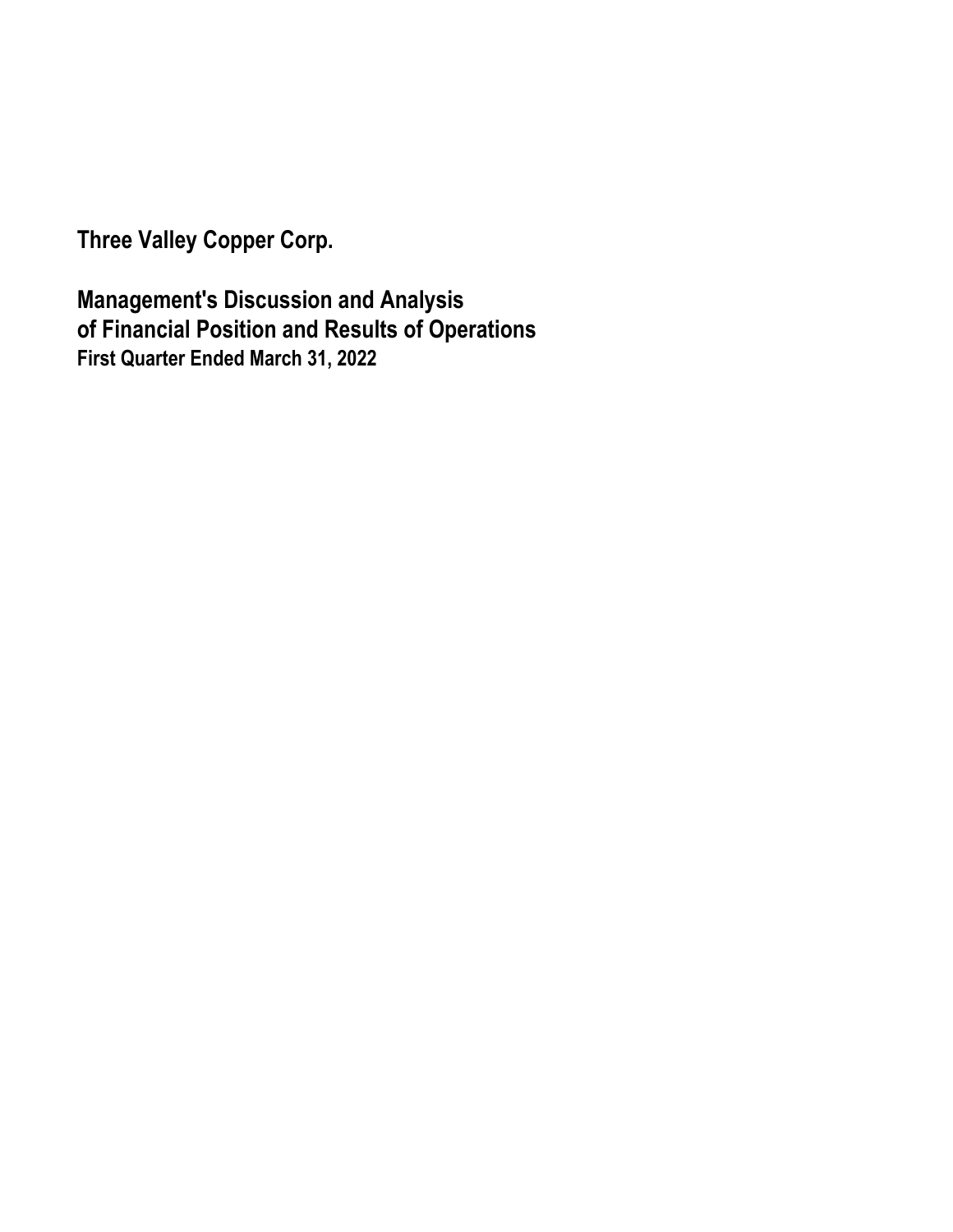# Three Valley Copper Corp.

## Management's Discussion and Analysis
## of Financial Position and Results of Operations

### First Quarter Ended March 31, 2022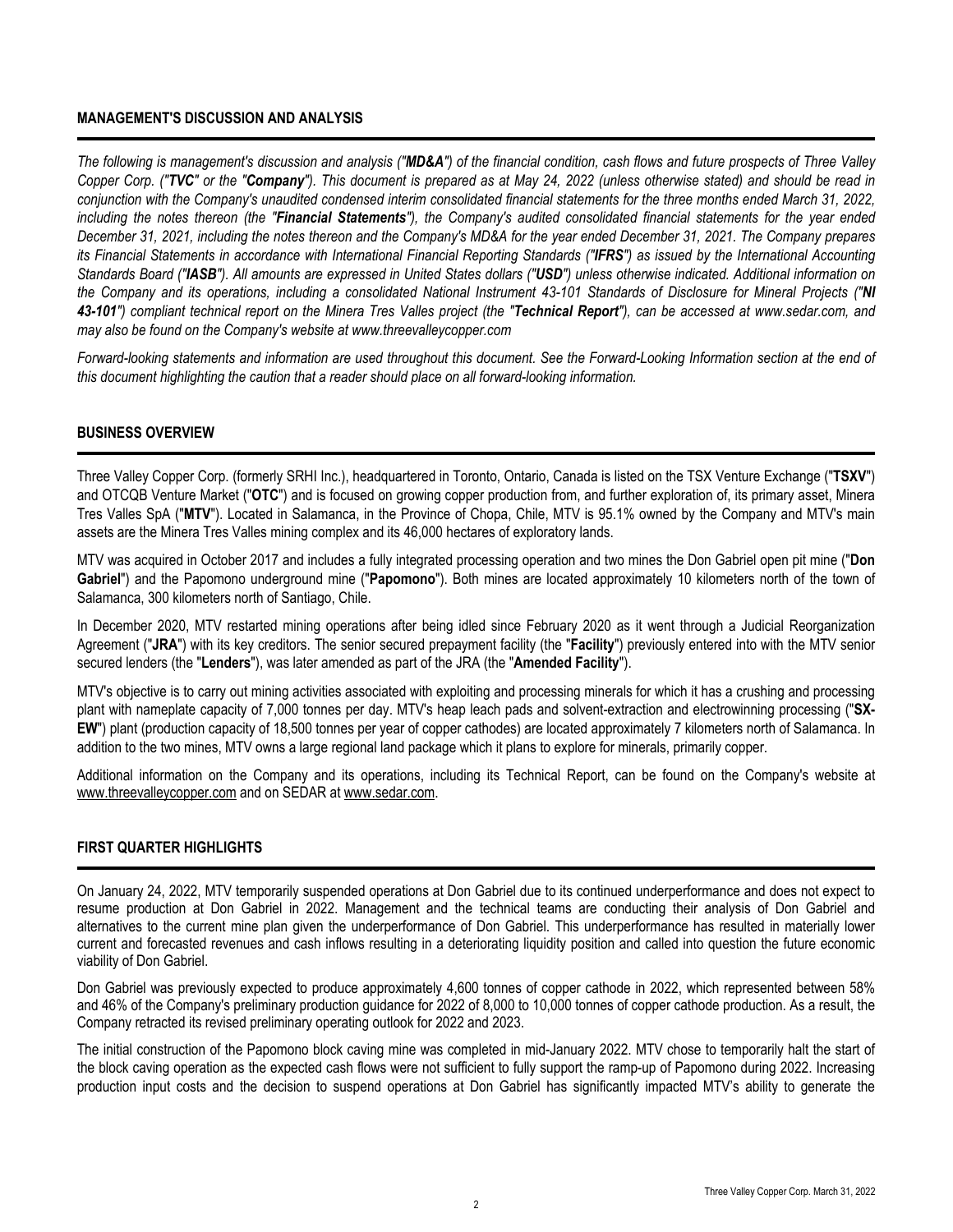## MANAGEMENT'S DISCUSSION AND ANALYSIS

*The following is management's discussion and analysis ("**MD&A**") of the financial condition, cash flows and future prospects of Three Valley Copper Corp. ("**TVC**" or the "**Company**"). This document is prepared as at May 24, 2022 (unless otherwise stated) and should be read in conjunction with the Company's unaudited condensed interim consolidated financial statements for the three months ended March 31, 2022, including the notes thereon (the "**Financial Statements**"), the Company's audited consolidated financial statements for the year ended December 31, 2021, including the notes thereon and the Company's MD&A for the year ended December 31, 2021. The Company prepares its Financial Statements in accordance with International Financial Reporting Standards ("**IFRS**") as issued by the International Accounting Standards Board ("**IASB**"). All amounts are expressed in United States dollars ("**USD**") unless otherwise indicated. Additional information on the Company and its operations, including a consolidated National Instrument 43-101 Standards of Disclosure for Mineral Projects ("**NI 43-101**") compliant technical report on the Minera Tres Valles project (the "**Technical Report**"), can be accessed at www.sedar.com, and may also be found on the Company's website at www.threevalleycopper.com*

*Forward-looking statements and information are used throughout this document. See the Forward-Looking Information section at the end of this document highlighting the caution that a reader should place on all forward-looking information.*

## BUSINESS OVERVIEW

Three Valley Copper Corp. (formerly SRHI Inc.), headquartered in Toronto, Ontario, Canada is listed on the TSX Venture Exchange ("**TSXV**") and OTCQB Venture Market ("**OTC**") and is focused on growing copper production from, and further exploration of, its primary asset, Minera Tres Valles SpA ("**MTV**"). Located in Salamanca, in the Province of Chopa, Chile, MTV is 95.1% owned by the Company and MTV's main assets are the Minera Tres Valles mining complex and its 46,000 hectares of exploratory lands.

MTV was acquired in October 2017 and includes a fully integrated processing operation and two mines the Don Gabriel open pit mine ("**Don Gabriel**") and the Papomono underground mine ("**Papomono**"). Both mines are located approximately 10 kilometers north of the town of Salamanca, 300 kilometers north of Santiago, Chile.

In December 2020, MTV restarted mining operations after being idled since February 2020 as it went through a Judicial Reorganization Agreement ("**JRA**") with its key creditors. The senior secured prepayment facility (the "**Facility**") previously entered into with the MTV senior secured lenders (the "**Lenders**"), was later amended as part of the JRA (the "**Amended Facility**").

MTV's objective is to carry out mining activities associated with exploiting and processing minerals for which it has a crushing and processing plant with nameplate capacity of 7,000 tonnes per day. MTV's heap leach pads and solvent-extraction and electrowinning processing ("**SX-EW**") plant (production capacity of 18,500 tonnes per year of copper cathodes) are located approximately 7 kilometers north of Salamanca. In addition to the two mines, MTV owns a large regional land package which it plans to explore for minerals, primarily copper.

Additional information on the Company and its operations, including its Technical Report, can be found on the Company's website at www.threevalleycopper.com and on SEDAR at www.sedar.com.

## FIRST QUARTER HIGHLIGHTS

On January 24, 2022, MTV temporarily suspended operations at Don Gabriel due to its continued underperformance and does not expect to resume production at Don Gabriel in 2022. Management and the technical teams are conducting their analysis of Don Gabriel and alternatives to the current mine plan given the underperformance of Don Gabriel. This underperformance has resulted in materially lower current and forecasted revenues and cash inflows resulting in a deteriorating liquidity position and called into question the future economic viability of Don Gabriel.

Don Gabriel was previously expected to produce approximately 4,600 tonnes of copper cathode in 2022, which represented between 58% and 46% of the Company's preliminary production guidance for 2022 of 8,000 to 10,000 tonnes of copper cathode production. As a result, the Company retracted its revised preliminary operating outlook for 2022 and 2023.

The initial construction of the Papomono block caving mine was completed in mid-January 2022. MTV chose to temporarily halt the start of the block caving operation as the expected cash flows were not sufficient to fully support the ramp-up of Papomono during 2022. Increasing production input costs and the decision to suspend operations at Don Gabriel has significantly impacted MTV's ability to generate the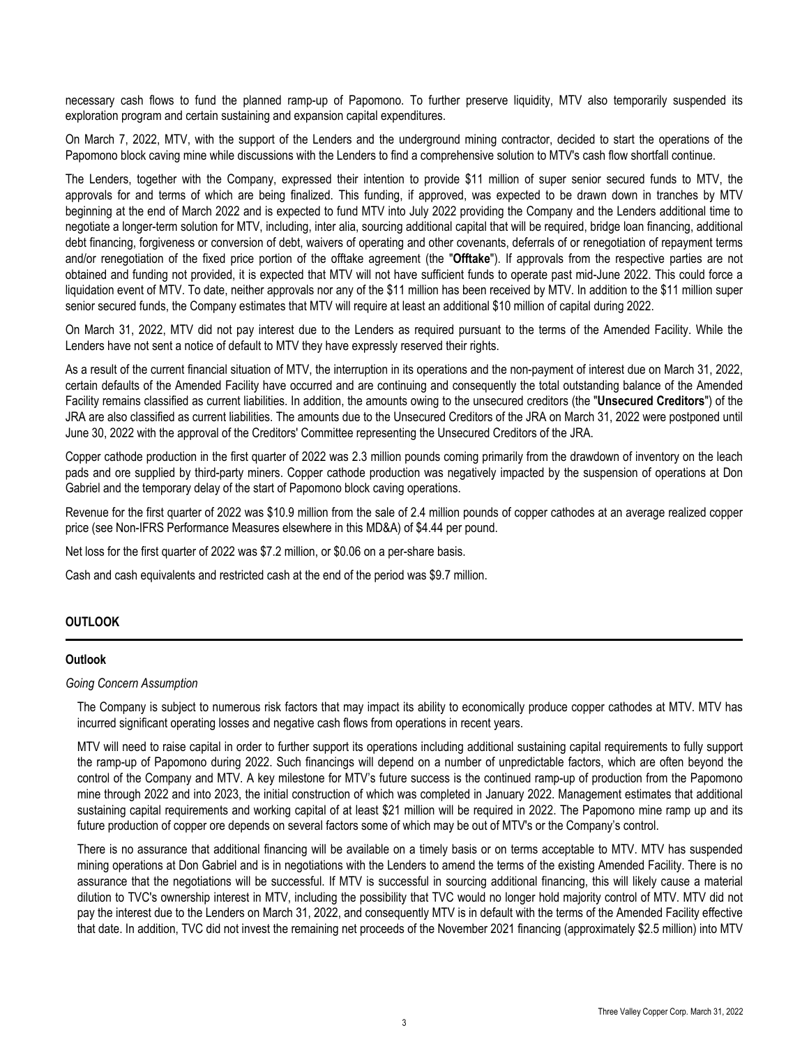necessary cash flows to fund the planned ramp-up of Papomono. To further preserve liquidity, MTV also temporarily suspended its exploration program and certain sustaining and expansion capital expenditures.

On March 7, 2022, MTV, with the support of the Lenders and the underground mining contractor, decided to start the operations of the Papomono block caving mine while discussions with the Lenders to find a comprehensive solution to MTV's cash flow shortfall continue.

The Lenders, together with the Company, expressed their intention to provide $11 million of super senior secured funds to MTV, the approvals for and terms of which are being finalized. This funding, if approved, was expected to be drawn down in tranches by MTV beginning at the end of March 2022 and is expected to fund MTV into July 2022 providing the Company and the Lenders additional time to negotiate a longer-term solution for MTV, including, inter alia, sourcing additional capital that will be required, bridge loan financing, additional debt financing, forgiveness or conversion of debt, waivers of operating and other covenants, deferrals of or renegotiation of repayment terms and/or renegotiation of the fixed price portion of the offtake agreement (the "**Offtake**"). If approvals from the respective parties are not obtained and funding not provided, it is expected that MTV will not have sufficient funds to operate past mid-June 2022. This could force a liquidation event of MTV. To date, neither approvals nor any of the $11 million has been received by MTV. In addition to the $11 million super senior secured funds, the Company estimates that MTV will require at least an additional $10 million of capital during 2022.

On March 31, 2022, MTV did not pay interest due to the Lenders as required pursuant to the terms of the Amended Facility. While the Lenders have not sent a notice of default to MTV they have expressly reserved their rights.

As a result of the current financial situation of MTV, the interruption in its operations and the non-payment of interest due on March 31, 2022, certain defaults of the Amended Facility have occurred and are continuing and consequently the total outstanding balance of the Amended Facility remains classified as current liabilities. In addition, the amounts owing to the unsecured creditors (the "**Unsecured Creditors**") of the JRA are also classified as current liabilities. The amounts due to the Unsecured Creditors of the JRA on March 31, 2022 were postponed until June 30, 2022 with the approval of the Creditors' Committee representing the Unsecured Creditors of the JRA.

Copper cathode production in the first quarter of 2022 was 2.3 million pounds coming primarily from the drawdown of inventory on the leach pads and ore supplied by third-party miners. Copper cathode production was negatively impacted by the suspension of operations at Don Gabriel and the temporary delay of the start of Papomono block caving operations.

Revenue for the first quarter of 2022 was $10.9 million from the sale of 2.4 million pounds of copper cathodes at an average realized copper price (see Non-IFRS Performance Measures elsewhere in this MD&A) of $4.44 per pound.

Net loss for the first quarter of 2022 was $7.2 million, or $0.06 on a per-share basis.

Cash and cash equivalents and restricted cash at the end of the period was $9.7 million.

## OUTLOOK

### Outlook

*Going Concern Assumption*

The Company is subject to numerous risk factors that may impact its ability to economically produce copper cathodes at MTV. MTV has incurred significant operating losses and negative cash flows from operations in recent years.

MTV will need to raise capital in order to further support its operations including additional sustaining capital requirements to fully support the ramp-up of Papomono during 2022. Such financings will depend on a number of unpredictable factors, which are often beyond the control of the Company and MTV. A key milestone for MTV's future success is the continued ramp-up of production from the Papomono mine through 2022 and into 2023, the initial construction of which was completed in January 2022. Management estimates that additional sustaining capital requirements and working capital of at least $21 million will be required in 2022. The Papomono mine ramp up and its future production of copper ore depends on several factors some of which may be out of MTV's or the Company's control.

There is no assurance that additional financing will be available on a timely basis or on terms acceptable to MTV. MTV has suspended mining operations at Don Gabriel and is in negotiations with the Lenders to amend the terms of the existing Amended Facility. There is no assurance that the negotiations will be successful. If MTV is successful in sourcing additional financing, this will likely cause a material dilution to TVC's ownership interest in MTV, including the possibility that TVC would no longer hold majority control of MTV. MTV did not pay the interest due to the Lenders on March 31, 2022, and consequently MTV is in default with the terms of the Amended Facility effective that date. In addition, TVC did not invest the remaining net proceeds of the November 2021 financing (approximately $2.5 million) into MTV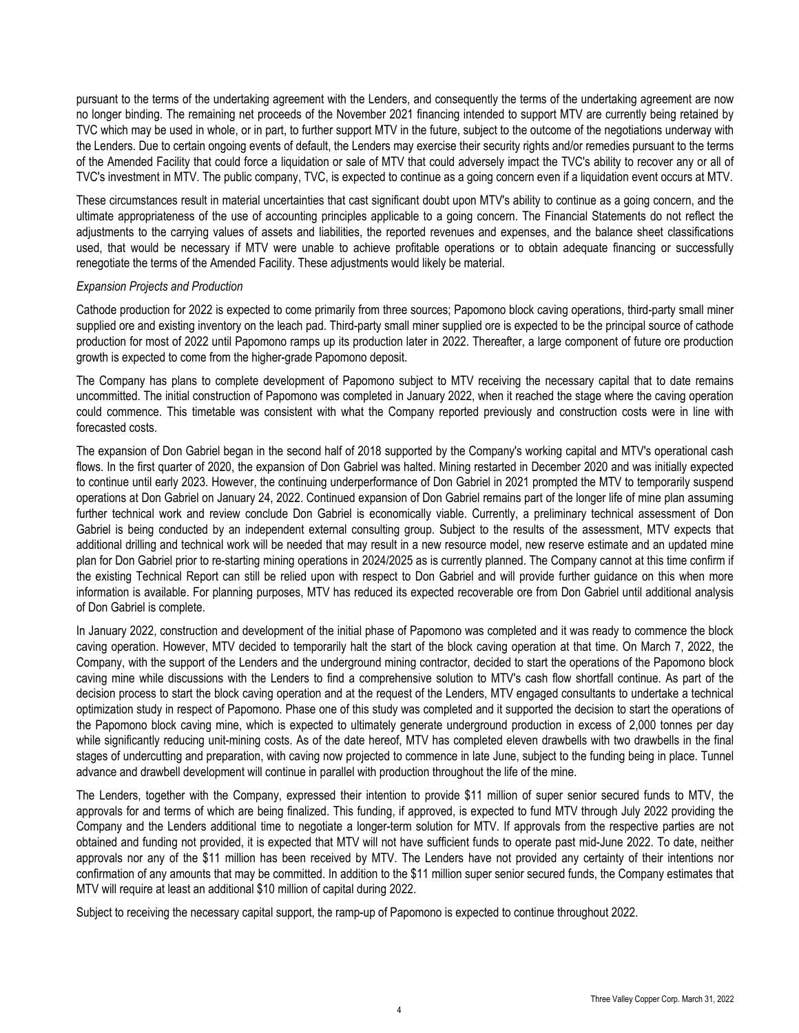pursuant to the terms of the undertaking agreement with the Lenders, and consequently the terms of the undertaking agreement are now no longer binding. The remaining net proceeds of the November 2021 financing intended to support MTV are currently being retained by TVC which may be used in whole, or in part, to further support MTV in the future, subject to the outcome of the negotiations underway with the Lenders. Due to certain ongoing events of default, the Lenders may exercise their security rights and/or remedies pursuant to the terms of the Amended Facility that could force a liquidation or sale of MTV that could adversely impact the TVC's ability to recover any or all of TVC's investment in MTV. The public company, TVC, is expected to continue as a going concern even if a liquidation event occurs at MTV.

These circumstances result in material uncertainties that cast significant doubt upon MTV's ability to continue as a going concern, and the ultimate appropriateness of the use of accounting principles applicable to a going concern. The Financial Statements do not reflect the adjustments to the carrying values of assets and liabilities, the reported revenues and expenses, and the balance sheet classifications used, that would be necessary if MTV were unable to achieve profitable operations or to obtain adequate financing or successfully renegotiate the terms of the Amended Facility. These adjustments would likely be material.

*Expansion Projects and Production*

Cathode production for 2022 is expected to come primarily from three sources; Papomono block caving operations, third-party small miner supplied ore and existing inventory on the leach pad. Third-party small miner supplied ore is expected to be the principal source of cathode production for most of 2022 until Papomono ramps up its production later in 2022. Thereafter, a large component of future ore production growth is expected to come from the higher-grade Papomono deposit.

The Company has plans to complete development of Papomono subject to MTV receiving the necessary capital that to date remains uncommitted. The initial construction of Papomono was completed in January 2022, when it reached the stage where the caving operation could commence. This timetable was consistent with what the Company reported previously and construction costs were in line with forecasted costs.

The expansion of Don Gabriel began in the second half of 2018 supported by the Company's working capital and MTV's operational cash flows. In the first quarter of 2020, the expansion of Don Gabriel was halted. Mining restarted in December 2020 and was initially expected to continue until early 2023. However, the continuing underperformance of Don Gabriel in 2021 prompted the MTV to temporarily suspend operations at Don Gabriel on January 24, 2022. Continued expansion of Don Gabriel remains part of the longer life of mine plan assuming further technical work and review conclude Don Gabriel is economically viable. Currently, a preliminary technical assessment of Don Gabriel is being conducted by an independent external consulting group. Subject to the results of the assessment, MTV expects that additional drilling and technical work will be needed that may result in a new resource model, new reserve estimate and an updated mine plan for Don Gabriel prior to re-starting mining operations in 2024/2025 as is currently planned. The Company cannot at this time confirm if the existing Technical Report can still be relied upon with respect to Don Gabriel and will provide further guidance on this when more information is available. For planning purposes, MTV has reduced its expected recoverable ore from Don Gabriel until additional analysis of Don Gabriel is complete.

In January 2022, construction and development of the initial phase of Papomono was completed and it was ready to commence the block caving operation. However, MTV decided to temporarily halt the start of the block caving operation at that time. On March 7, 2022, the Company, with the support of the Lenders and the underground mining contractor, decided to start the operations of the Papomono block caving mine while discussions with the Lenders to find a comprehensive solution to MTV's cash flow shortfall continue. As part of the decision process to start the block caving operation and at the request of the Lenders, MTV engaged consultants to undertake a technical optimization study in respect of Papomono. Phase one of this study was completed and it supported the decision to start the operations of the Papomono block caving mine, which is expected to ultimately generate underground production in excess of 2,000 tonnes per day while significantly reducing unit-mining costs. As of the date hereof, MTV has completed eleven drawbells with two drawbells in the final stages of undercutting and preparation, with caving now projected to commence in late June, subject to the funding being in place. Tunnel advance and drawbell development will continue in parallel with production throughout the life of the mine.

The Lenders, together with the Company, expressed their intention to provide $11 million of super senior secured funds to MTV, the approvals for and terms of which are being finalized. This funding, if approved, is expected to fund MTV through July 2022 providing the Company and the Lenders additional time to negotiate a longer-term solution for MTV. If approvals from the respective parties are not obtained and funding not provided, it is expected that MTV will not have sufficient funds to operate past mid-June 2022. To date, neither approvals nor any of the $11 million has been received by MTV. The Lenders have not provided any certainty of their intentions nor confirmation of any amounts that may be committed. In addition to the $11 million super senior secured funds, the Company estimates that MTV will require at least an additional $10 million of capital during 2022.

Subject to receiving the necessary capital support, the ramp-up of Papomono is expected to continue throughout 2022.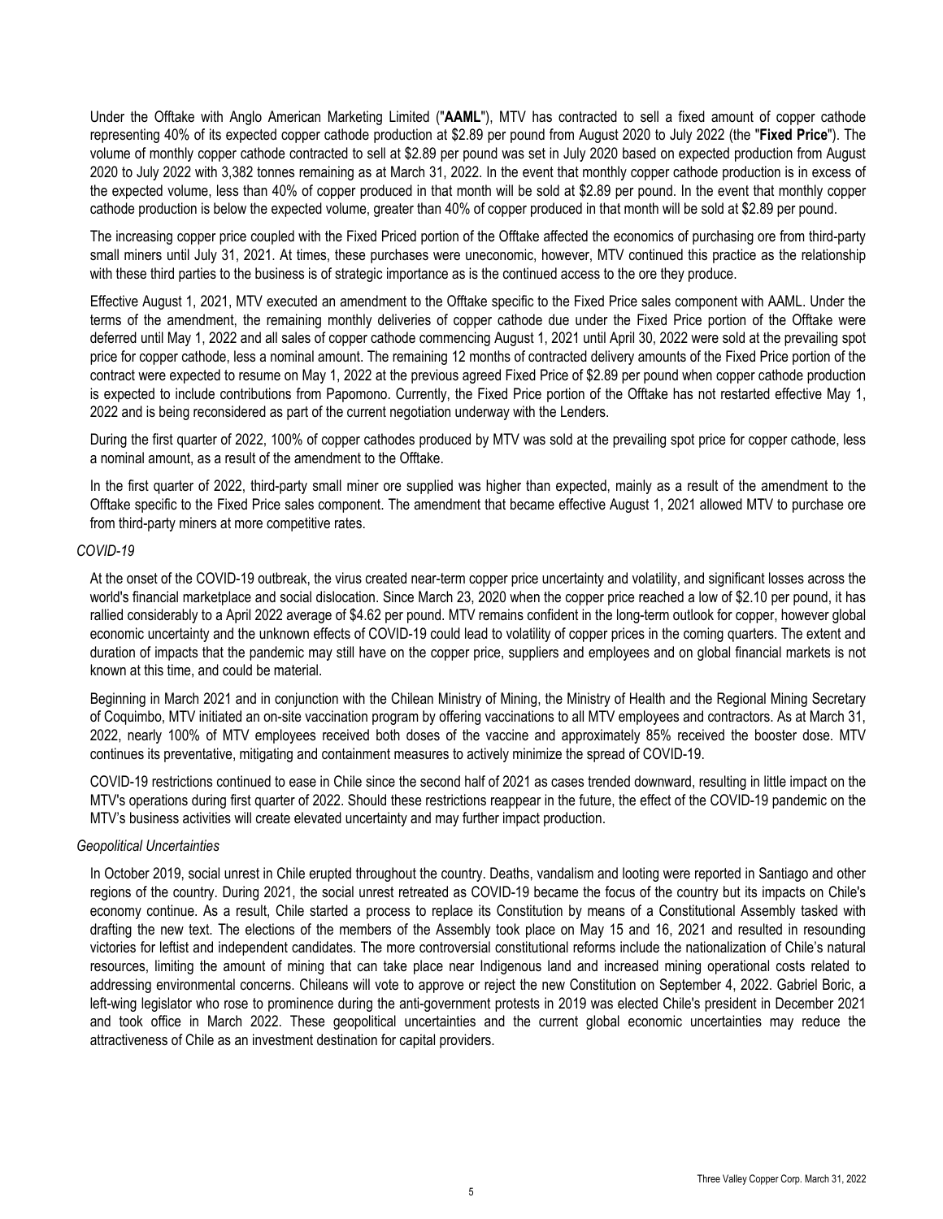Under the Offtake with Anglo American Marketing Limited ("**AAML**"), MTV has contracted to sell a fixed amount of copper cathode representing 40% of its expected copper cathode production at $2.89 per pound from August 2020 to July 2022 (the "**Fixed Price**"). The volume of monthly copper cathode contracted to sell at $2.89 per pound was set in July 2020 based on expected production from August 2020 to July 2022 with 3,382 tonnes remaining as at March 31, 2022. In the event that monthly copper cathode production is in excess of the expected volume, less than 40% of copper produced in that month will be sold at $2.89 per pound. In the event that monthly copper cathode production is below the expected volume, greater than 40% of copper produced in that month will be sold at $2.89 per pound.

The increasing copper price coupled with the Fixed Priced portion of the Offtake affected the economics of purchasing ore from third-party small miners until July 31, 2021. At times, these purchases were uneconomic, however, MTV continued this practice as the relationship with these third parties to the business is of strategic importance as is the continued access to the ore they produce.

Effective August 1, 2021, MTV executed an amendment to the Offtake specific to the Fixed Price sales component with AAML. Under the terms of the amendment, the remaining monthly deliveries of copper cathode due under the Fixed Price portion of the Offtake were deferred until May 1, 2022 and all sales of copper cathode commencing August 1, 2021 until April 30, 2022 were sold at the prevailing spot price for copper cathode, less a nominal amount. The remaining 12 months of contracted delivery amounts of the Fixed Price portion of the contract were expected to resume on May 1, 2022 at the previous agreed Fixed Price of $2.89 per pound when copper cathode production is expected to include contributions from Papomono. Currently, the Fixed Price portion of the Offtake has not restarted effective May 1, 2022 and is being reconsidered as part of the current negotiation underway with the Lenders.

During the first quarter of 2022, 100% of copper cathodes produced by MTV was sold at the prevailing spot price for copper cathode, less a nominal amount, as a result of the amendment to the Offtake.

In the first quarter of 2022, third-party small miner ore supplied was higher than expected, mainly as a result of the amendment to the Offtake specific to the Fixed Price sales component. The amendment that became effective August 1, 2021 allowed MTV to purchase ore from third-party miners at more competitive rates.

*COVID-19*

At the onset of the COVID-19 outbreak, the virus created near-term copper price uncertainty and volatility, and significant losses across the world's financial marketplace and social dislocation. Since March 23, 2020 when the copper price reached a low of $2.10 per pound, it has rallied considerably to a April 2022 average of $4.62 per pound. MTV remains confident in the long-term outlook for copper, however global economic uncertainty and the unknown effects of COVID-19 could lead to volatility of copper prices in the coming quarters. The extent and duration of impacts that the pandemic may still have on the copper price, suppliers and employees and on global financial markets is not known at this time, and could be material.

Beginning in March 2021 and in conjunction with the Chilean Ministry of Mining, the Ministry of Health and the Regional Mining Secretary of Coquimbo, MTV initiated an on-site vaccination program by offering vaccinations to all MTV employees and contractors. As at March 31, 2022, nearly 100% of MTV employees received both doses of the vaccine and approximately 85% received the booster dose. MTV continues its preventative, mitigating and containment measures to actively minimize the spread of COVID-19.

COVID-19 restrictions continued to ease in Chile since the second half of 2021 as cases trended downward, resulting in little impact on the MTV's operations during first quarter of 2022. Should these restrictions reappear in the future, the effect of the COVID-19 pandemic on the MTV's business activities will create elevated uncertainty and may further impact production.

*Geopolitical Uncertainties*

In October 2019, social unrest in Chile erupted throughout the country. Deaths, vandalism and looting were reported in Santiago and other regions of the country. During 2021, the social unrest retreated as COVID-19 became the focus of the country but its impacts on Chile's economy continue. As a result, Chile started a process to replace its Constitution by means of a Constitutional Assembly tasked with drafting the new text. The elections of the members of the Assembly took place on May 15 and 16, 2021 and resulted in resounding victories for leftist and independent candidates. The more controversial constitutional reforms include the nationalization of Chile's natural resources, limiting the amount of mining that can take place near Indigenous land and increased mining operational costs related to addressing environmental concerns. Chileans will vote to approve or reject the new Constitution on September 4, 2022. Gabriel Boric, a left-wing legislator who rose to prominence during the anti-government protests in 2019 was elected Chile's president in December 2021 and took office in March 2022. These geopolitical uncertainties and the current global economic uncertainties may reduce the attractiveness of Chile as an investment destination for capital providers.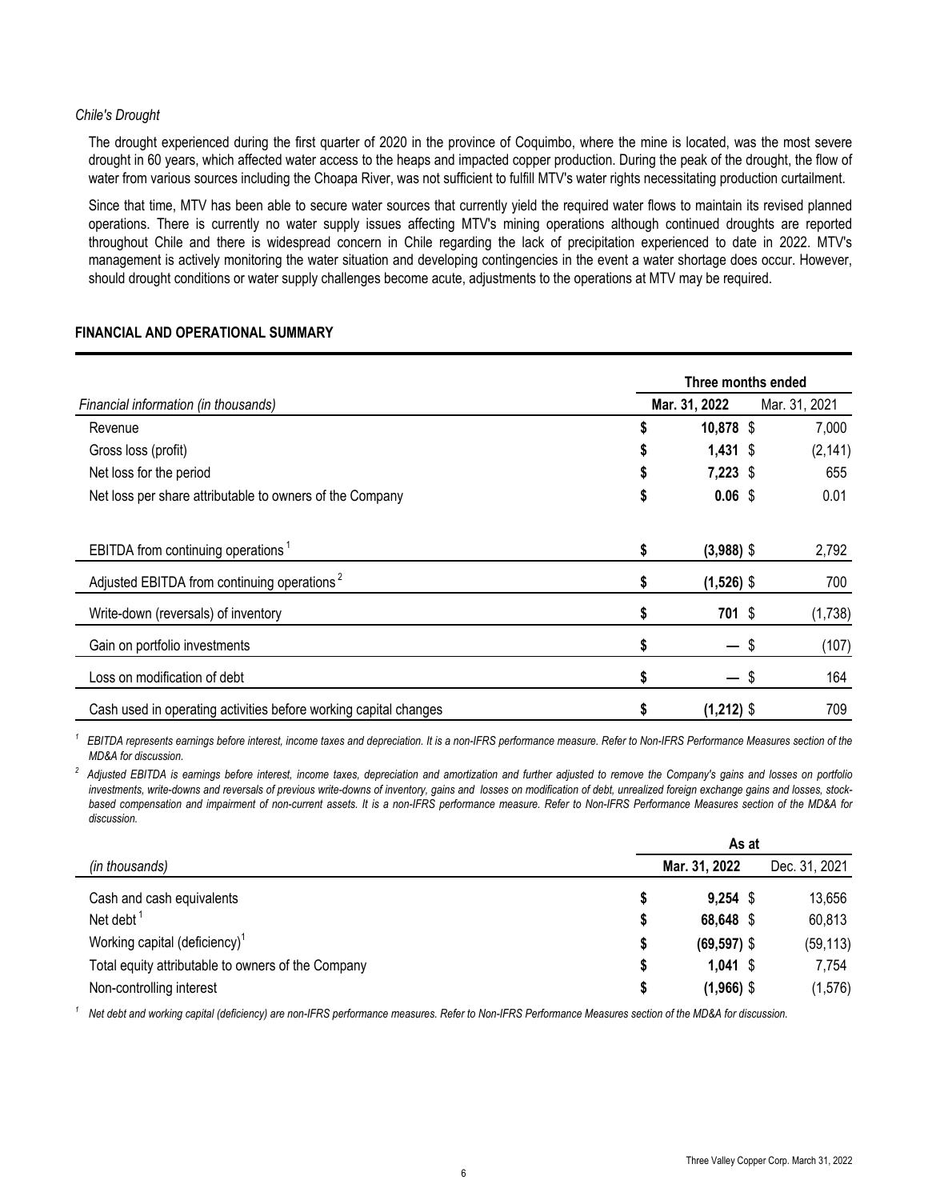*Chile's Drought*

The drought experienced during the first quarter of 2020 in the province of Coquimbo, where the mine is located, was the most severe drought in 60 years, which affected water access to the heaps and impacted copper production. During the peak of the drought, the flow of water from various sources including the Choapa River, was not sufficient to fulfill MTV's water rights necessitating production curtailment.

Since that time, MTV has been able to secure water sources that currently yield the required water flows to maintain its revised planned operations. There is currently no water supply issues affecting MTV's mining operations although continued droughts are reported throughout Chile and there is widespread concern in Chile regarding the lack of precipitation experienced to date in 2022. MTV's management is actively monitoring the water situation and developing contingencies in the event a water shortage does occur. However, should drought conditions or water supply challenges become acute, adjustments to the operations at MTV may be required.

## FINANCIAL AND OPERATIONAL SUMMARY

| | Three months ended | |
|---|---|---|
| *Financial information (in thousands)* | **Mar. 31, 2022** | Mar. 31, 2021 |
| Revenue | $ **10,878** | $ 7,000 |
| Gross loss (profit) | $ **1,431** | $ (2,141) |
| Net loss for the period | $ **7,223** | $ 655 |
| Net loss per share attributable to owners of the Company | $ **0.06** | $ 0.01 |
| EBITDA from continuing operations [1] | $ **(3,988)** | $ 2,792 |
| Adjusted EBITDA from continuing operations [2] | $ **(1,526)** | $ 700 |
| Write-down (reversals) of inventory | $ **701** | $ (1,738) |
| Gain on portfolio investments | $ **—** | $ (107) |
| Loss on modification of debt | $ **—** | $ 164 |
| Cash used in operating activities before working capital changes | $ **(1,212)** | $ 709 |

*[1] EBITDA represents earnings before interest, income taxes and depreciation. It is a non-IFRS performance measure. Refer to Non-IFRS Performance Measures section of the MD&A for discussion.*

*[2] Adjusted EBITDA is earnings before interest, income taxes, depreciation and amortization and further adjusted to remove the Company's gains and losses on portfolio investments, write-downs and reversals of previous write-downs of inventory, gains and losses on modification of debt, unrealized foreign exchange gains and losses, stock-based compensation and impairment of non-current assets. It is a non-IFRS performance measure. Refer to Non-IFRS Performance Measures section of the MD&A for discussion.*

| | As at | |
|---|---|---|
| *(in thousands)* | **Mar. 31, 2022** | Dec. 31, 2021 |
| Cash and cash equivalents | $ **9,254** | $ 13,656 |
| Net debt [1] | $ **68,648** | $ 60,813 |
| Working capital (deficiency) [1] | $ **(69,597)** | $ (59,113) |
| Total equity attributable to owners of the Company | $ **1,041** | $ 7,754 |
| Non-controlling interest | $ **(1,966)** | $ (1,576) |

*[1] Net debt and working capital (deficiency) are non-IFRS performance measures. Refer to Non-IFRS Performance Measures section of the MD&A for discussion.*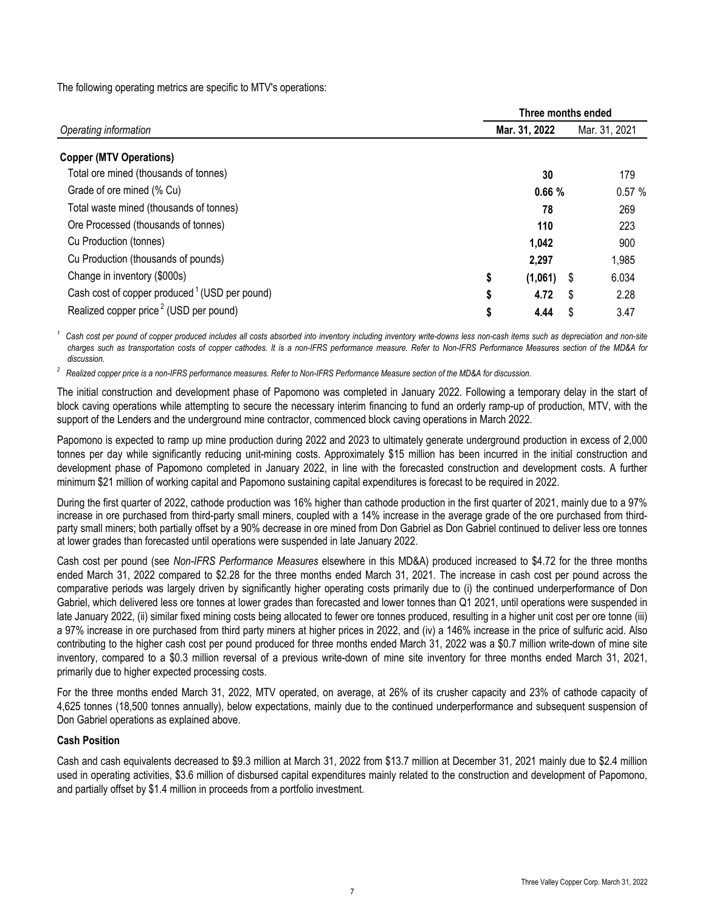The following operating metrics are specific to MTV's operations:

| | Three months ended | |
|---|---|---|
| *Operating information* | **Mar. 31, 2022** | Mar. 31, 2021 |
| **Copper (MTV Operations)** | | |
| Total ore mined (thousands of tonnes) | **30** | 179 |
| Grade of ore mined (% Cu) | **0.66 %** | 0.57 % |
| Total waste mined (thousands of tonnes) | **78** | 269 |
| Ore Processed (thousands of tonnes) | **110** | 223 |
| Cu Production (tonnes) | **1,042** | 900 |
| Cu Production (thousands of pounds) | **2,297** | 1,985 |
| Change in inventory ($000s) | **$ (1,061)** | $ 6.034 |
| Cash cost of copper produced [1] (USD per pound) | **$ 4.72** | $ 2.28 |
| Realized copper price [2] (USD per pound) | **$ 4.44** | $ 3.47 |

[1] *Cash cost per pound of copper produced includes all costs absorbed into inventory including inventory write-downs less non-cash items such as depreciation and non-site charges such as transportation costs of copper cathodes. It is a non-IFRS performance measure. Refer to Non-IFRS Performance Measures section of the MD&A for discussion.*

[2] *Realized copper price is a non-IFRS performance measures. Refer to Non-IFRS Performance Measure section of the MD&A for discussion.*

The initial construction and development phase of Papomono was completed in January 2022. Following a temporary delay in the start of block caving operations while attempting to secure the necessary interim financing to fund an orderly ramp-up of production, MTV, with the support of the Lenders and the underground mine contractor, commenced block caving operations in March 2022.

Papomono is expected to ramp up mine production during 2022 and 2023 to ultimately generate underground production in excess of 2,000 tonnes per day while significantly reducing unit-mining costs. Approximately $15 million has been incurred in the initial construction and development phase of Papomono completed in January 2022, in line with the forecasted construction and development costs. A further minimum $21 million of working capital and Papomono sustaining capital expenditures is forecast to be required in 2022.

During the first quarter of 2022, cathode production was 16% higher than cathode production in the first quarter of 2021, mainly due to a 97% increase in ore purchased from third-party small miners, coupled with a 14% increase in the average grade of the ore purchased from third-party small miners; both partially offset by a 90% decrease in ore mined from Don Gabriel as Don Gabriel continued to deliver less ore tonnes at lower grades than forecasted until operations were suspended in late January 2022.

Cash cost per pound (see *Non-IFRS Performance Measures* elsewhere in this MD&A) produced increased to $4.72 for the three months ended March 31, 2022 compared to $2.28 for the three months ended March 31, 2021. The increase in cash cost per pound across the comparative periods was largely driven by significantly higher operating costs primarily due to (i) the continued underperformance of Don Gabriel, which delivered less ore tonnes at lower grades than forecasted and lower tonnes than Q1 2021, until operations were suspended in late January 2022, (ii) similar fixed mining costs being allocated to fewer ore tonnes produced, resulting in a higher unit cost per ore tonne (iii) a 97% increase in ore purchased from third party miners at higher prices in 2022, and (iv) a 146% increase in the price of sulfuric acid. Also contributing to the higher cash cost per pound produced for three months ended March 31, 2022 was a $0.7 million write-down of mine site inventory, compared to a $0.3 million reversal of a previous write-down of mine site inventory for three months ended March 31, 2021, primarily due to higher expected processing costs.

For the three months ended March 31, 2022, MTV operated, on average, at 26% of its crusher capacity and 23% of cathode capacity of 4,625 tonnes (18,500 tonnes annually), below expectations, mainly due to the continued underperformance and subsequent suspension of Don Gabriel operations as explained above.

### Cash Position

Cash and cash equivalents decreased to $9.3 million at March 31, 2022 from $13.7 million at December 31, 2021 mainly due to $2.4 million used in operating activities, $3.6 million of disbursed capital expenditures mainly related to the construction and development of Papomono, and partially offset by $1.4 million in proceeds from a portfolio investment.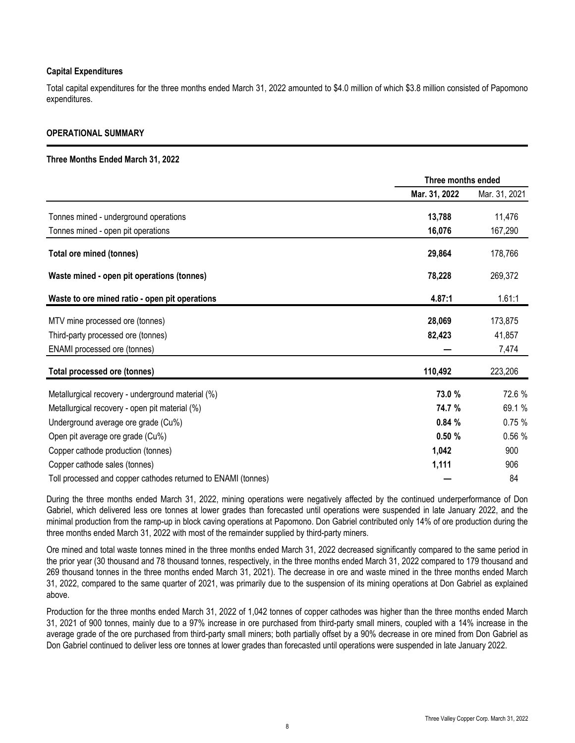**Capital Expenditures**

Total capital expenditures for the three months ended March 31, 2022 amounted to $4.0 million of which $3.8 million consisted of Papomono expenditures.

## OPERATIONAL SUMMARY

**Three Months Ended March 31, 2022**

| | Three months ended | |
|---|---|---|
| | **Mar. 31, 2022** | Mar. 31, 2021 |
| Tonnes mined - underground operations | **13,788** | 11,476 |
| Tonnes mined - open pit operations | **16,076** | 167,290 |
| **Total ore mined (tonnes)** | **29,864** | 178,766 |
| **Waste mined - open pit operations (tonnes)** | **78,228** | 269,372 |
| **Waste to ore mined ratio - open pit operations** | **4.87:1** | 1.61:1 |
| MTV mine processed ore (tonnes) | **28,069** | 173,875 |
| Third-party processed ore (tonnes) | **82,423** | 41,857 |
| ENAMI processed ore (tonnes) | **—** | 7,474 |
| **Total processed ore (tonnes)** | **110,492** | 223,206 |
| Metallurgical recovery - underground material (%) | **73.0 %** | 72.6 % |
| Metallurgical recovery - open pit material (%) | **74.7 %** | 69.1 % |
| Underground average ore grade (Cu%) | **0.84 %** | 0.75 % |
| Open pit average ore grade (Cu%) | **0.50 %** | 0.56 % |
| Copper cathode production (tonnes) | **1,042** | 900 |
| Copper cathode sales (tonnes) | **1,111** | 906 |
| Toll processed and copper cathodes returned to ENAMI (tonnes) | **—** | 84 |

During the three months ended March 31, 2022, mining operations were negatively affected by the continued underperformance of Don Gabriel, which delivered less ore tonnes at lower grades than forecasted until operations were suspended in late January 2022, and the minimal production from the ramp-up in block caving operations at Papomono. Don Gabriel contributed only 14% of ore production during the three months ended March 31, 2022 with most of the remainder supplied by third-party miners.

Ore mined and total waste tonnes mined in the three months ended March 31, 2022 decreased significantly compared to the same period in the prior year (30 thousand and 78 thousand tonnes, respectively, in the three months ended March 31, 2022 compared to 179 thousand and 269 thousand tonnes in the three months ended March 31, 2021). The decrease in ore and waste mined in the three months ended March 31, 2022, compared to the same quarter of 2021, was primarily due to the suspension of its mining operations at Don Gabriel as explained above.

Production for the three months ended March 31, 2022 of 1,042 tonnes of copper cathodes was higher than the three months ended March 31, 2021 of 900 tonnes, mainly due to a 97% increase in ore purchased from third-party small miners, coupled with a 14% increase in the average grade of the ore purchased from third-party small miners; both partially offset by a 90% decrease in ore mined from Don Gabriel as Don Gabriel continued to deliver less ore tonnes at lower grades than forecasted until operations were suspended in late January 2022.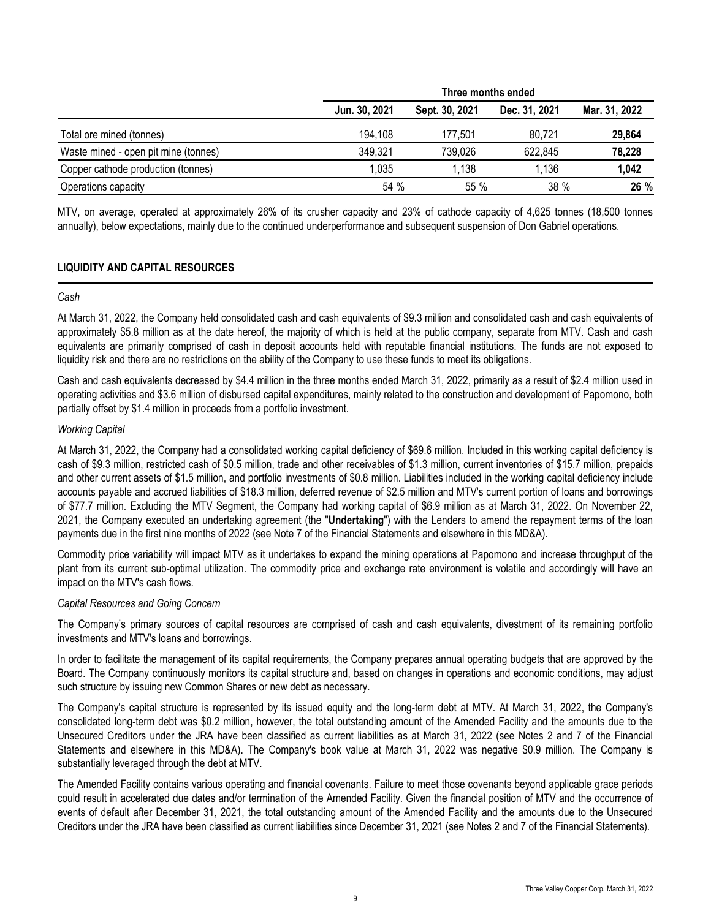| | Three months ended | | | |
|---|---|---|---|---|
| | Jun. 30, 2021 | Sept. 30, 2021 | Dec. 31, 2021 | Mar. 31, 2022 |
| Total ore mined (tonnes) | 194,108 | 177,501 | 80,721 | **29,864** |
| Waste mined - open pit mine (tonnes) | 349,321 | 739,026 | 622,845 | **78,228** |
| Copper cathode production (tonnes) | 1,035 | 1,138 | 1,136 | **1,042** |
| Operations capacity | 54 % | 55 % | 38 % | **26 %** |

MTV, on average, operated at approximately 26% of its crusher capacity and 23% of cathode capacity of 4,625 tonnes (18,500 tonnes annually), below expectations, mainly due to the continued underperformance and subsequent suspension of Don Gabriel operations.

## LIQUIDITY AND CAPITAL RESOURCES

*Cash*

At March 31, 2022, the Company held consolidated cash and cash equivalents of $9.3 million and consolidated cash and cash equivalents of approximately $5.8 million as at the date hereof, the majority of which is held at the public company, separate from MTV. Cash and cash equivalents are primarily comprised of cash in deposit accounts held with reputable financial institutions. The funds are not exposed to liquidity risk and there are no restrictions on the ability of the Company to use these funds to meet its obligations.

Cash and cash equivalents decreased by $4.4 million in the three months ended March 31, 2022, primarily as a result of $2.4 million used in operating activities and $3.6 million of disbursed capital expenditures, mainly related to the construction and development of Papomono, both partially offset by $1.4 million in proceeds from a portfolio investment.

*Working Capital*

At March 31, 2022, the Company had a consolidated working capital deficiency of $69.6 million. Included in this working capital deficiency is cash of $9.3 million, restricted cash of $0.5 million, trade and other receivables of $1.3 million, current inventories of $15.7 million, prepaids and other current assets of $1.5 million, and portfolio investments of $0.8 million. Liabilities included in the working capital deficiency include accounts payable and accrued liabilities of $18.3 million, deferred revenue of $2.5 million and MTV's current portion of loans and borrowings of $77.7 million. Excluding the MTV Segment, the Company had working capital of $6.9 million as at March 31, 2022. On November 22, 2021, the Company executed an undertaking agreement (the "**Undertaking**") with the Lenders to amend the repayment terms of the loan payments due in the first nine months of 2022 (see Note 7 of the Financial Statements and elsewhere in this MD&A).

Commodity price variability will impact MTV as it undertakes to expand the mining operations at Papomono and increase throughput of the plant from its current sub-optimal utilization. The commodity price and exchange rate environment is volatile and accordingly will have an impact on the MTV's cash flows.

*Capital Resources and Going Concern*

The Company's primary sources of capital resources are comprised of cash and cash equivalents, divestment of its remaining portfolio investments and MTV's loans and borrowings.

In order to facilitate the management of its capital requirements, the Company prepares annual operating budgets that are approved by the Board. The Company continuously monitors its capital structure and, based on changes in operations and economic conditions, may adjust such structure by issuing new Common Shares or new debt as necessary.

The Company's capital structure is represented by its issued equity and the long-term debt at MTV. At March 31, 2022, the Company's consolidated long-term debt was $0.2 million, however, the total outstanding amount of the Amended Facility and the amounts due to the Unsecured Creditors under the JRA have been classified as current liabilities as at March 31, 2022 (see Notes 2 and 7 of the Financial Statements and elsewhere in this MD&A). The Company's book value at March 31, 2022 was negative $0.9 million. The Company is substantially leveraged through the debt at MTV.

The Amended Facility contains various operating and financial covenants. Failure to meet those covenants beyond applicable grace periods could result in accelerated due dates and/or termination of the Amended Facility. Given the financial position of MTV and the occurrence of events of default after December 31, 2021, the total outstanding amount of the Amended Facility and the amounts due to the Unsecured Creditors under the JRA have been classified as current liabilities since December 31, 2021 (see Notes 2 and 7 of the Financial Statements).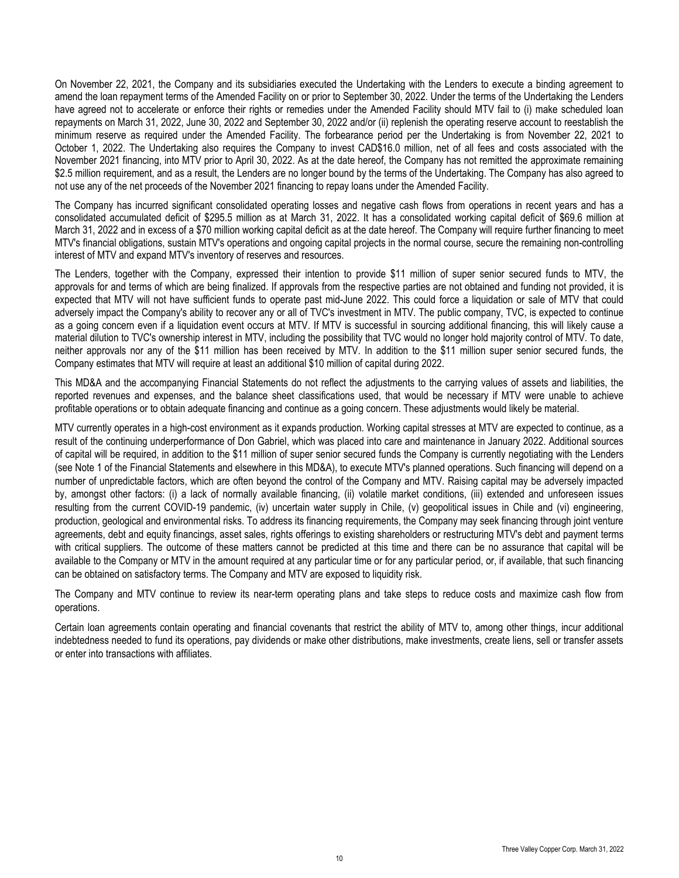On November 22, 2021, the Company and its subsidiaries executed the Undertaking with the Lenders to execute a binding agreement to amend the loan repayment terms of the Amended Facility on or prior to September 30, 2022. Under the terms of the Undertaking the Lenders have agreed not to accelerate or enforce their rights or remedies under the Amended Facility should MTV fail to (i) make scheduled loan repayments on March 31, 2022, June 30, 2022 and September 30, 2022 and/or (ii) replenish the operating reserve account to reestablish the minimum reserve as required under the Amended Facility. The forbearance period per the Undertaking is from November 22, 2021 to October 1, 2022. The Undertaking also requires the Company to invest CAD$16.0 million, net of all fees and costs associated with the November 2021 financing, into MTV prior to April 30, 2022. As at the date hereof, the Company has not remitted the approximate remaining $2.5 million requirement, and as a result, the Lenders are no longer bound by the terms of the Undertaking. The Company has also agreed to not use any of the net proceeds of the November 2021 financing to repay loans under the Amended Facility.

The Company has incurred significant consolidated operating losses and negative cash flows from operations in recent years and has a consolidated accumulated deficit of $295.5 million as at March 31, 2022. It has a consolidated working capital deficit of $69.6 million at March 31, 2022 and in excess of a $70 million working capital deficit as at the date hereof. The Company will require further financing to meet MTV's financial obligations, sustain MTV's operations and ongoing capital projects in the normal course, secure the remaining non-controlling interest of MTV and expand MTV's inventory of reserves and resources.

The Lenders, together with the Company, expressed their intention to provide $11 million of super senior secured funds to MTV, the approvals for and terms of which are being finalized. If approvals from the respective parties are not obtained and funding not provided, it is expected that MTV will not have sufficient funds to operate past mid-June 2022. This could force a liquidation or sale of MTV that could adversely impact the Company's ability to recover any or all of TVC's investment in MTV. The public company, TVC, is expected to continue as a going concern even if a liquidation event occurs at MTV. If MTV is successful in sourcing additional financing, this will likely cause a material dilution to TVC's ownership interest in MTV, including the possibility that TVC would no longer hold majority control of MTV. To date, neither approvals nor any of the $11 million has been received by MTV. In addition to the $11 million super senior secured funds, the Company estimates that MTV will require at least an additional $10 million of capital during 2022.

This MD&A and the accompanying Financial Statements do not reflect the adjustments to the carrying values of assets and liabilities, the reported revenues and expenses, and the balance sheet classifications used, that would be necessary if MTV were unable to achieve profitable operations or to obtain adequate financing and continue as a going concern. These adjustments would likely be material.

MTV currently operates in a high-cost environment as it expands production. Working capital stresses at MTV are expected to continue, as a result of the continuing underperformance of Don Gabriel, which was placed into care and maintenance in January 2022. Additional sources of capital will be required, in addition to the $11 million of super senior secured funds the Company is currently negotiating with the Lenders (see Note 1 of the Financial Statements and elsewhere in this MD&A), to execute MTV's planned operations. Such financing will depend on a number of unpredictable factors, which are often beyond the control of the Company and MTV. Raising capital may be adversely impacted by, amongst other factors: (i) a lack of normally available financing, (ii) volatile market conditions, (iii) extended and unforeseen issues resulting from the current COVID-19 pandemic, (iv) uncertain water supply in Chile, (v) geopolitical issues in Chile and (vi) engineering, production, geological and environmental risks. To address its financing requirements, the Company may seek financing through joint venture agreements, debt and equity financings, asset sales, rights offerings to existing shareholders or restructuring MTV's debt and payment terms with critical suppliers. The outcome of these matters cannot be predicted at this time and there can be no assurance that capital will be available to the Company or MTV in the amount required at any particular time or for any particular period, or, if available, that such financing can be obtained on satisfactory terms. The Company and MTV are exposed to liquidity risk.

The Company and MTV continue to review its near-term operating plans and take steps to reduce costs and maximize cash flow from operations.

Certain loan agreements contain operating and financial covenants that restrict the ability of MTV to, among other things, incur additional indebtedness needed to fund its operations, pay dividends or make other distributions, make investments, create liens, sell or transfer assets or enter into transactions with affiliates.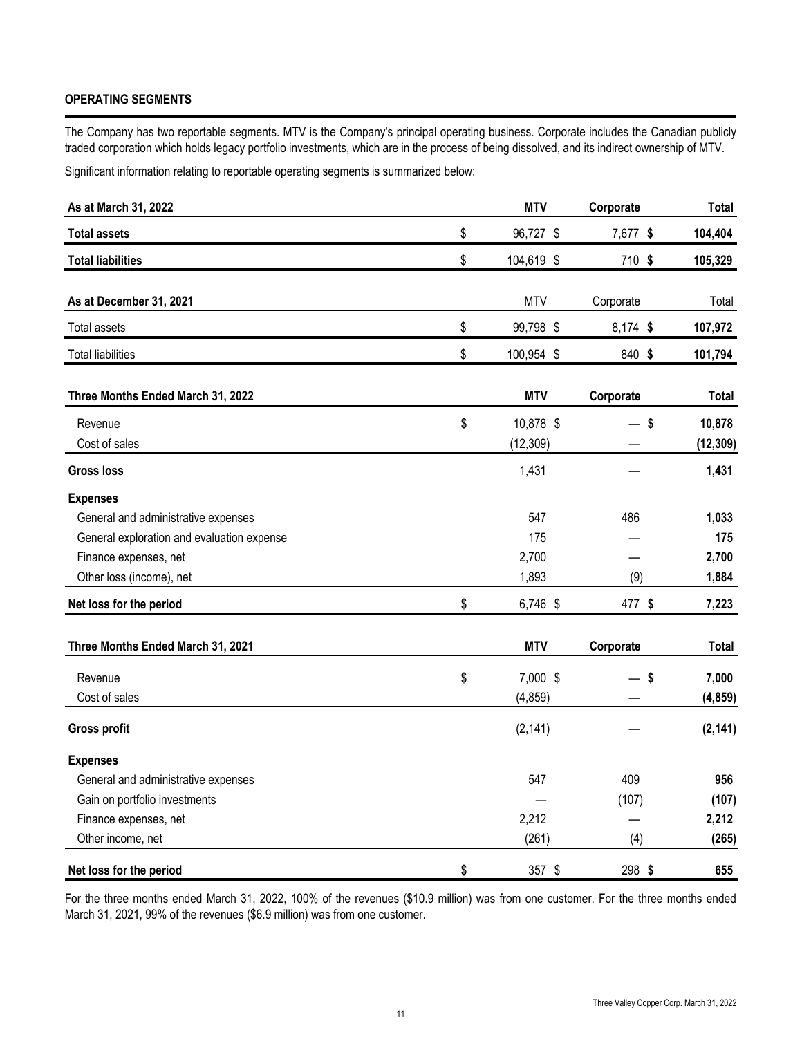## OPERATING SEGMENTS

The Company has two reportable segments. MTV is the Company's principal operating business. Corporate includes the Canadian publicly traded corporation which holds legacy portfolio investments, which are in the process of being dissolved, and its indirect ownership of MTV.

Significant information relating to reportable operating segments is summarized below:

| As at March 31, 2022 | MTV | Corporate | Total |
|---|---|---|---|
| **Total assets** | $ 96,727 | $ 7,677 | **$ 104,404** |
| **Total liabilities** | $ 104,619 | $ 710 | **$ 105,329** |

| As at December 31, 2021 | MTV | Corporate | Total |
|---|---|---|---|
| Total assets | $ 99,798 | $ 8,174 | **$ 107,972** |
| Total liabilities | $ 100,954 | $ 840 | **$ 101,794** |

| Three Months Ended March 31, 2022 | MTV | Corporate | Total |
|---|---|---|---|
| Revenue | $ 10,878 | $ — | **$ 10,878** |
| Cost of sales | (12,309) | — | **(12,309)** |
| **Gross loss** | 1,431 | — | **1,431** |
| **Expenses** | | | |
| General and administrative expenses | 547 | 486 | **1,033** |
| General exploration and evaluation expense | 175 | — | **175** |
| Finance expenses, net | 2,700 | — | **2,700** |
| Other loss (income), net | 1,893 | (9) | **1,884** |
| **Net loss for the period** | $ 6,746 | $ 477 | **$ 7,223** |

| Three Months Ended March 31, 2021 | MTV | Corporate | Total |
|---|---|---|---|
| Revenue | $ 7,000 | $ — | **$ 7,000** |
| Cost of sales | (4,859) | — | **(4,859)** |
| **Gross profit** | (2,141) | — | **(2,141)** |
| **Expenses** | | | |
| General and administrative expenses | 547 | 409 | **956** |
| Gain on portfolio investments | — | (107) | **(107)** |
| Finance expenses, net | 2,212 | — | **2,212** |
| Other income, net | (261) | (4) | **(265)** |
| **Net loss for the period** | $ 357 | $ 298 | **$ 655** |

For the three months ended March 31, 2022, 100% of the revenues ($10.9 million) was from one customer. For the three months ended March 31, 2021, 99% of the revenues ($6.9 million) was from one customer.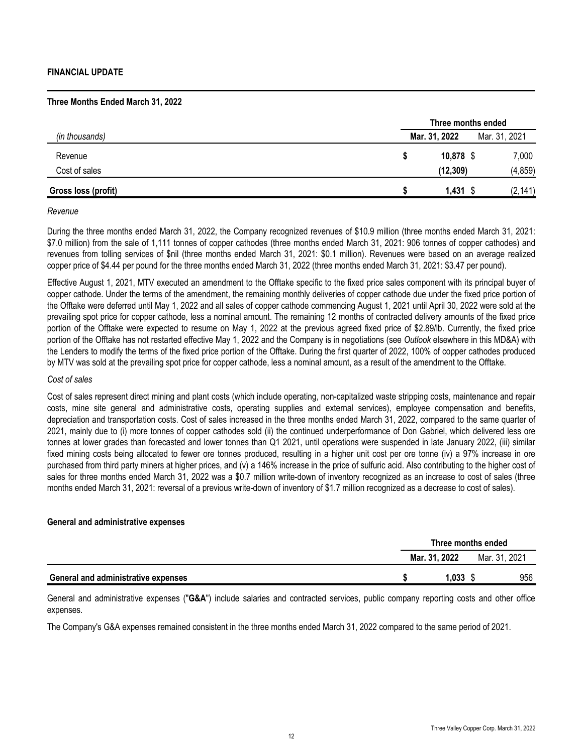## FINANCIAL UPDATE

### Three Months Ended March 31, 2022

| *(in thousands)* | Three months ended Mar. 31, 2022 | Three months ended Mar. 31, 2021 |
|---|---|---|
| Revenue | $ **10,878** | $ 7,000 |
| Cost of sales | **(12,309)** | (4,859) |
| **Gross loss (profit)** | $ **1,431** | $ (2,141) |

*Revenue*

During the three months ended March 31, 2022, the Company recognized revenues of $10.9 million (three months ended March 31, 2021: $7.0 million) from the sale of 1,111 tonnes of copper cathodes (three months ended March 31, 2021: 906 tonnes of copper cathodes) and revenues from tolling services of $nil (three months ended March 31, 2021: $0.1 million). Revenues were based on an average realized copper price of $4.44 per pound for the three months ended March 31, 2022 (three months ended March 31, 2021: $3.47 per pound).

Effective August 1, 2021, MTV executed an amendment to the Offtake specific to the fixed price sales component with its principal buyer of copper cathode. Under the terms of the amendment, the remaining monthly deliveries of copper cathode due under the fixed price portion of the Offtake were deferred until May 1, 2022 and all sales of copper cathode commencing August 1, 2021 until April 30, 2022 were sold at the prevailing spot price for copper cathode, less a nominal amount. The remaining 12 months of contracted delivery amounts of the fixed price portion of the Offtake were expected to resume on May 1, 2022 at the previous agreed fixed price of $2.89/lb. Currently, the fixed price portion of the Offtake has not restarted effective May 1, 2022 and the Company is in negotiations (see *Outlook* elsewhere in this MD&A) with the Lenders to modify the terms of the fixed price portion of the Offtake. During the first quarter of 2022, 100% of copper cathodes produced by MTV was sold at the prevailing spot price for copper cathode, less a nominal amount, as a result of the amendment to the Offtake.

*Cost of sales*

Cost of sales represent direct mining and plant costs (which include operating, non-capitalized waste stripping costs, maintenance and repair costs, mine site general and administrative costs, operating supplies and external services), employee compensation and benefits, depreciation and transportation costs. Cost of sales increased in the three months ended March 31, 2022, compared to the same quarter of 2021, mainly due to (i) more tonnes of copper cathodes sold (ii) the continued underperformance of Don Gabriel, which delivered less ore tonnes at lower grades than forecasted and lower tonnes than Q1 2021, until operations were suspended in late January 2022, (iii) similar fixed mining costs being allocated to fewer ore tonnes produced, resulting in a higher unit cost per ore tonne (iv) a 97% increase in ore purchased from third party miners at higher prices, and (v) a 146% increase in the price of sulfuric acid. Also contributing to the higher cost of sales for three months ended March 31, 2022 was a $0.7 million write-down of inventory recognized as an increase to cost of sales (three months ended March 31, 2021: reversal of a previous write-down of inventory of $1.7 million recognized as a decrease to cost of sales).

### General and administrative expenses

| | Three months ended Mar. 31, 2022 | Three months ended Mar. 31, 2021 |
|---|---|---|
| **General and administrative expenses** | $ **1,033** | $ 956 |

General and administrative expenses ("**G&A**") include salaries and contracted services, public company reporting costs and other office expenses.

The Company's G&A expenses remained consistent in the three months ended March 31, 2022 compared to the same period of 2021.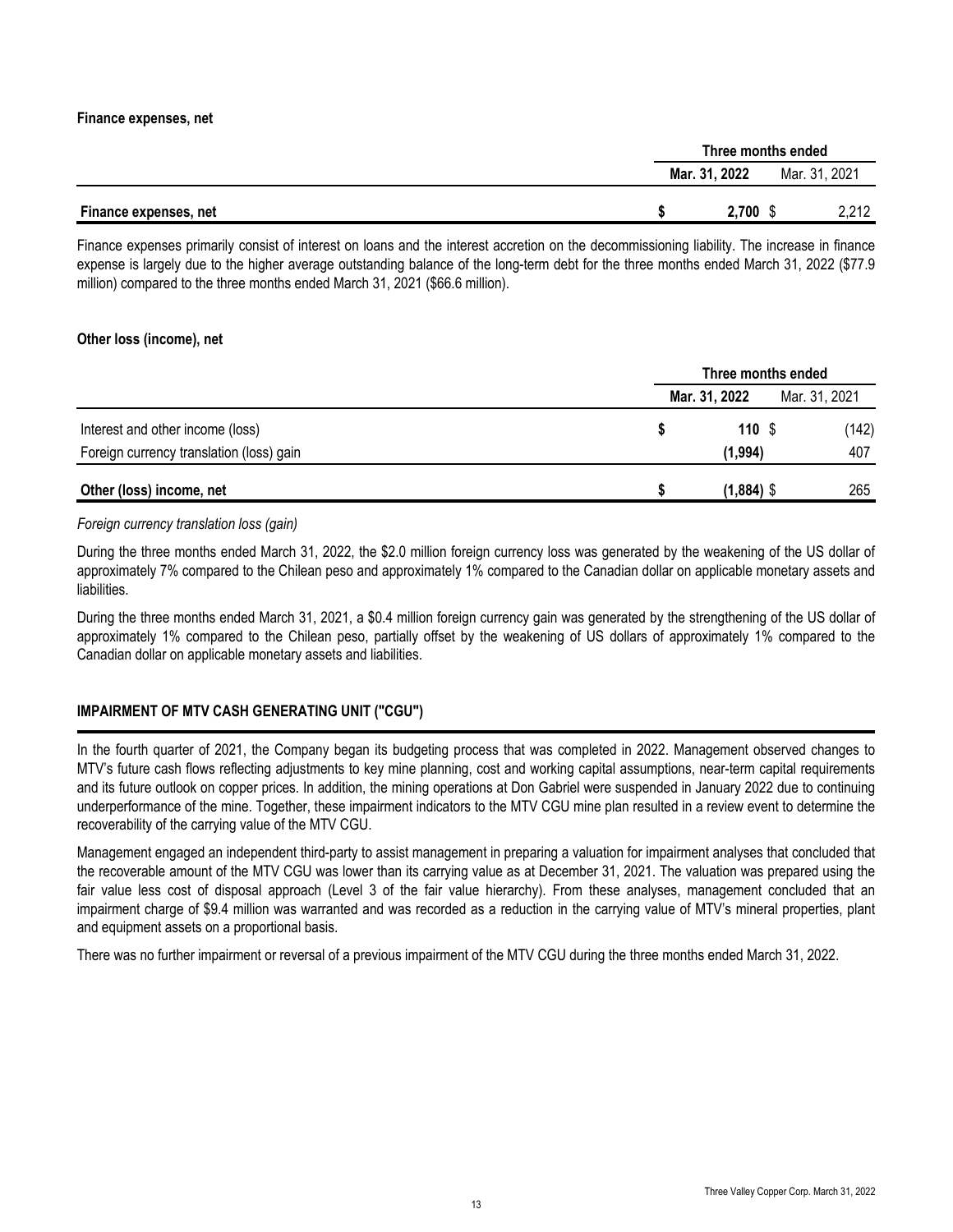### Finance expenses, net

| | Three months ended | |
|---|---|---|
| | **Mar. 31, 2022** | Mar. 31, 2021 |
| **Finance expenses, net** | **$ 2,700** | $ 2,212 |

Finance expenses primarily consist of interest on loans and the interest accretion on the decommissioning liability. The increase in finance expense is largely due to the higher average outstanding balance of the long-term debt for the three months ended March 31, 2022 ($77.9 million) compared to the three months ended March 31, 2021 ($66.6 million).

### Other loss (income), net

| | Three months ended | |
|---|---|---|
| | **Mar. 31, 2022** | Mar. 31, 2021 |
| Interest and other income (loss) | **$ 110** | $ (142) |
| Foreign currency translation (loss) gain | **(1,994)** | 407 |
| **Other (loss) income, net** | **$ (1,884)** | $ 265 |

*Foreign currency translation loss (gain)*

During the three months ended March 31, 2022, the $2.0 million foreign currency loss was generated by the weakening of the US dollar of approximately 7% compared to the Chilean peso and approximately 1% compared to the Canadian dollar on applicable monetary assets and liabilities.

During the three months ended March 31, 2021, a $0.4 million foreign currency gain was generated by the strengthening of the US dollar of approximately 1% compared to the Chilean peso, partially offset by the weakening of US dollars of approximately 1% compared to the Canadian dollar on applicable monetary assets and liabilities.

## IMPAIRMENT OF MTV CASH GENERATING UNIT ("CGU")

In the fourth quarter of 2021, the Company began its budgeting process that was completed in 2022. Management observed changes to MTV's future cash flows reflecting adjustments to key mine planning, cost and working capital assumptions, near-term capital requirements and its future outlook on copper prices. In addition, the mining operations at Don Gabriel were suspended in January 2022 due to continuing underperformance of the mine. Together, these impairment indicators to the MTV CGU mine plan resulted in a review event to determine the recoverability of the carrying value of the MTV CGU.

Management engaged an independent third-party to assist management in preparing a valuation for impairment analyses that concluded that the recoverable amount of the MTV CGU was lower than its carrying value as at December 31, 2021. The valuation was prepared using the fair value less cost of disposal approach (Level 3 of the fair value hierarchy). From these analyses, management concluded that an impairment charge of $9.4 million was warranted and was recorded as a reduction in the carrying value of MTV's mineral properties, plant and equipment assets on a proportional basis.

There was no further impairment or reversal of a previous impairment of the MTV CGU during the three months ended March 31, 2022.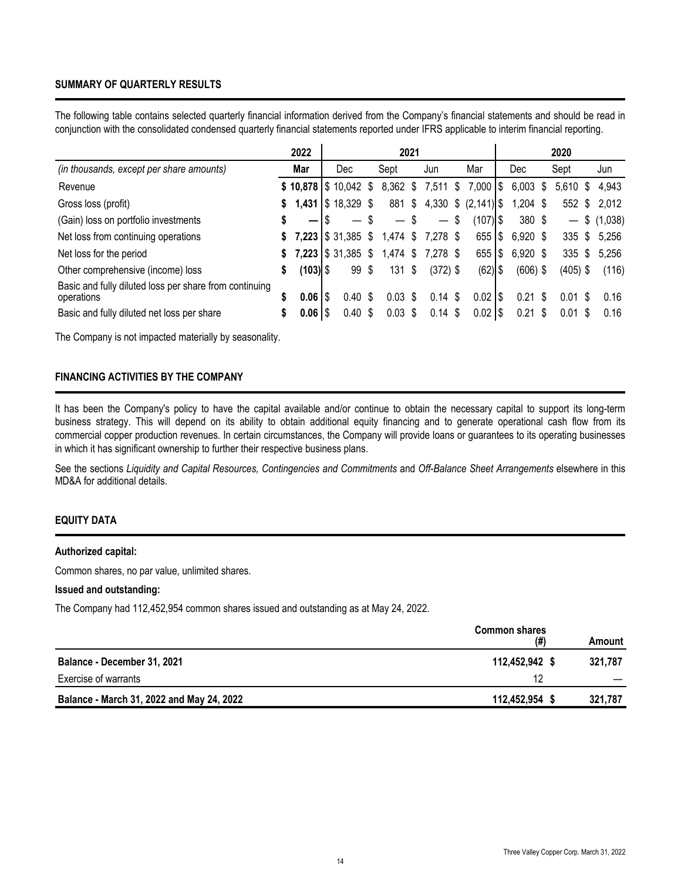## SUMMARY OF QUARTERLY RESULTS

The following table contains selected quarterly financial information derived from the Company's financial statements and should be read in conjunction with the consolidated condensed quarterly financial statements reported under IFRS applicable to interim financial reporting.

| | 2022 | 2021 | | | | 2020 | | |
|---|---|---|---|---|---|---|---|---|
| *(in thousands, except per share amounts)* | **Mar** | Dec | Sept | Jun | Mar | Dec | Sept | Jun |
| Revenue | **$ 10,878** | $ 10,042 | $ 8,362 | $ 7,511 | $ 7,000 | $ 6,003 | $ 5,610 | $ 4,943 |
| Gross loss (profit) | **$ 1,431** | $ 18,329 | $ 881 | $ 4,330 | $ (2,141) | $ 1,204 | $ 552 | $ 2,012 |
| (Gain) loss on portfolio investments | **$ —** | $ — | $ — | $ — | $ (107) | $ 380 | $ — | $ (1,038) |
| Net loss from continuing operations | **$ 7,223** | $ 31,385 | $ 1,474 | $ 7,278 | $ 655 | $ 6,920 | $ 335 | $ 5,256 |
| Net loss for the period | **$ 7,223** | $ 31,385 | $ 1,474 | $ 7,278 | $ 655 | $ 6,920 | $ 335 | $ 5,256 |
| Other comprehensive (income) loss | **$ (103)** | $ 99 | $ 131 | $ (372) | $ (62) | $ (606) | $ (405) | $ (116) |
| Basic and fully diluted loss per share from continuing operations | **$ 0.06** | $ 0.40 | $ 0.03 | $ 0.14 | $ 0.02 | $ 0.21 | $ 0.01 | $ 0.16 |
| Basic and fully diluted net loss per share | **$ 0.06** | $ 0.40 | $ 0.03 | $ 0.14 | $ 0.02 | $ 0.21 | $ 0.01 | $ 0.16 |

The Company is not impacted materially by seasonality.

## FINANCING ACTIVITIES BY THE COMPANY

It has been the Company's policy to have the capital available and/or continue to obtain the necessary capital to support its long-term business strategy. This will depend on its ability to obtain additional equity financing and to generate operational cash flow from its commercial copper production revenues. In certain circumstances, the Company will provide loans or guarantees to its operating businesses in which it has significant ownership to further their respective business plans.

See the sections *Liquidity and Capital Resources, Contingencies and Commitments* and *Off-Balance Sheet Arrangements* elsewhere in this MD&A for additional details.

## EQUITY DATA

### Authorized capital:

Common shares, no par value, unlimited shares.

### Issued and outstanding:

The Company had 112,452,954 common shares issued and outstanding as at May 24, 2022.

| | Common shares (#) | Amount |
|---|---|---|
| **Balance - December 31, 2021** | **112,452,942** | **$ 321,787** |
| Exercise of warrants | 12 | — |
| **Balance - March 31, 2022 and May 24, 2022** | **112,452,954** | **$ 321,787** |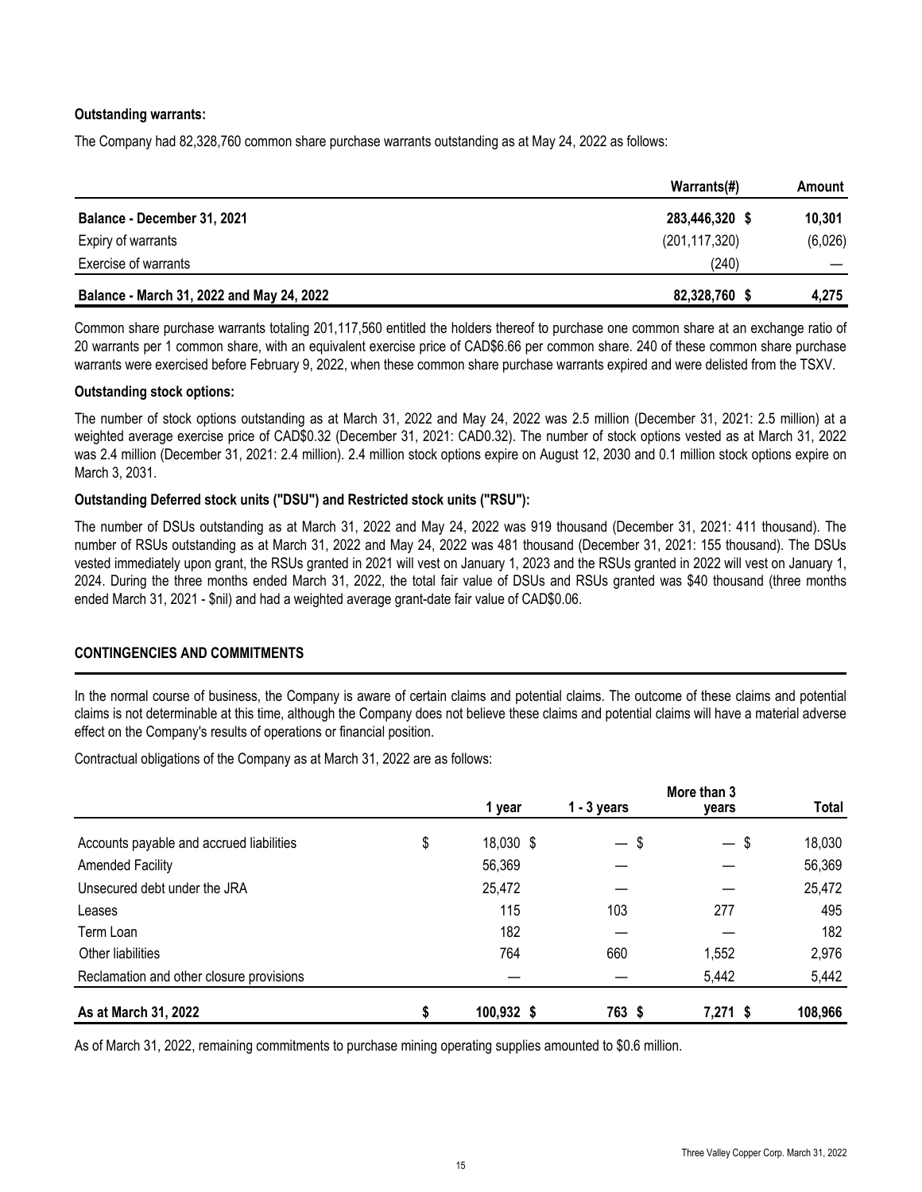**Outstanding warrants:**

The Company had 82,328,760 common share purchase warrants outstanding as at May 24, 2022 as follows:

| | Warrants(#) | Amount |
|---|---|---|
| **Balance - December 31, 2021** | **283,446,320 $** | **10,301** |
| Expiry of warrants | (201,117,320) | (6,026) |
| Exercise of warrants | (240) | — |
| **Balance - March 31, 2022 and May 24, 2022** | **82,328,760 $** | **4,275** |

Common share purchase warrants totaling 201,117,560 entitled the holders thereof to purchase one common share at an exchange ratio of 20 warrants per 1 common share, with an equivalent exercise price of CAD$6.66 per common share. 240 of these common share purchase warrants were exercised before February 9, 2022, when these common share purchase warrants expired and were delisted from the TSXV.

**Outstanding stock options:**

The number of stock options outstanding as at March 31, 2022 and May 24, 2022 was 2.5 million (December 31, 2021: 2.5 million) at a weighted average exercise price of CAD$0.32 (December 31, 2021: CAD0.32). The number of stock options vested as at March 31, 2022 was 2.4 million (December 31, 2021: 2.4 million). 2.4 million stock options expire on August 12, 2030 and 0.1 million stock options expire on March 3, 2031.

**Outstanding Deferred stock units ("DSU") and Restricted stock units ("RSU"):**

The number of DSUs outstanding as at March 31, 2022 and May 24, 2022 was 919 thousand (December 31, 2021: 411 thousand). The number of RSUs outstanding as at March 31, 2022 and May 24, 2022 was 481 thousand (December 31, 2021: 155 thousand). The DSUs vested immediately upon grant, the RSUs granted in 2021 will vest on January 1, 2023 and the RSUs granted in 2022 will vest on January 1, 2024. During the three months ended March 31, 2022, the total fair value of DSUs and RSUs granted was $40 thousand (three months ended March 31, 2021 - $nil) and had a weighted average grant-date fair value of CAD$0.06.

## CONTINGENCIES AND COMMITMENTS

In the normal course of business, the Company is aware of certain claims and potential claims. The outcome of these claims and potential claims is not determinable at this time, although the Company does not believe these claims and potential claims will have a material adverse effect on the Company's results of operations or financial position.

Contractual obligations of the Company as at March 31, 2022 are as follows:

| | 1 year | 1 - 3 years | More than 3 years | Total |
|---|---|---|---|---|
| Accounts payable and accrued liabilities | $ 18,030 $ | — $ | — $ | 18,030 |
| Amended Facility | 56,369 | — | — | 56,369 |
| Unsecured debt under the JRA | 25,472 | — | — | 25,472 |
| Leases | 115 | 103 | 277 | 495 |
| Term Loan | 182 | — | — | 182 |
| Other liabilities | 764 | 660 | 1,552 | 2,976 |
| Reclamation and other closure provisions | — | — | 5,442 | 5,442 |
| **As at March 31, 2022** | **$ 100,932 $** | **763 $** | **7,271 $** | **108,966** |

As of March 31, 2022, remaining commitments to purchase mining operating supplies amounted to $0.6 million.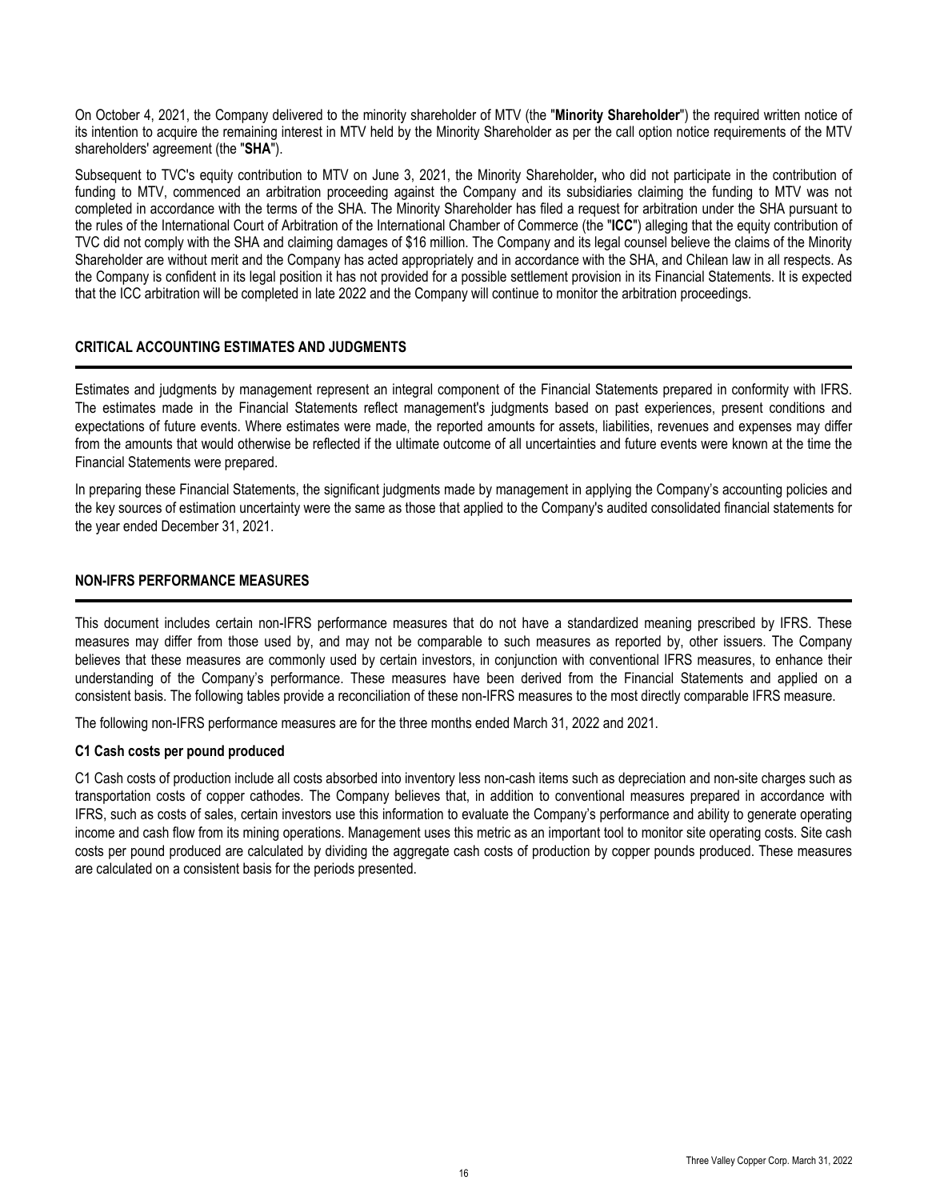On October 4, 2021, the Company delivered to the minority shareholder of MTV (the "**Minority Shareholder**") the required written notice of its intention to acquire the remaining interest in MTV held by the Minority Shareholder as per the call option notice requirements of the MTV shareholders' agreement (the "**SHA**").

Subsequent to TVC's equity contribution to MTV on June 3, 2021, the Minority Shareholder**,** who did not participate in the contribution of funding to MTV, commenced an arbitration proceeding against the Company and its subsidiaries claiming the funding to MTV was not completed in accordance with the terms of the SHA. The Minority Shareholder has filed a request for arbitration under the SHA pursuant to the rules of the International Court of Arbitration of the International Chamber of Commerce (the "**ICC**") alleging that the equity contribution of TVC did not comply with the SHA and claiming damages of $16 million. The Company and its legal counsel believe the claims of the Minority Shareholder are without merit and the Company has acted appropriately and in accordance with the SHA, and Chilean law in all respects. As the Company is confident in its legal position it has not provided for a possible settlement provision in its Financial Statements. It is expected that the ICC arbitration will be completed in late 2022 and the Company will continue to monitor the arbitration proceedings.

## CRITICAL ACCOUNTING ESTIMATES AND JUDGMENTS

Estimates and judgments by management represent an integral component of the Financial Statements prepared in conformity with IFRS. The estimates made in the Financial Statements reflect management's judgments based on past experiences, present conditions and expectations of future events. Where estimates were made, the reported amounts for assets, liabilities, revenues and expenses may differ from the amounts that would otherwise be reflected if the ultimate outcome of all uncertainties and future events were known at the time the Financial Statements were prepared.

In preparing these Financial Statements, the significant judgments made by management in applying the Company's accounting policies and the key sources of estimation uncertainty were the same as those that applied to the Company's audited consolidated financial statements for the year ended December 31, 2021.

## NON-IFRS PERFORMANCE MEASURES

This document includes certain non-IFRS performance measures that do not have a standardized meaning prescribed by IFRS. These measures may differ from those used by, and may not be comparable to such measures as reported by, other issuers. The Company believes that these measures are commonly used by certain investors, in conjunction with conventional IFRS measures, to enhance their understanding of the Company's performance. These measures have been derived from the Financial Statements and applied on a consistent basis. The following tables provide a reconciliation of these non-IFRS measures to the most directly comparable IFRS measure.

The following non-IFRS performance measures are for the three months ended March 31, 2022 and 2021.

### C1 Cash costs per pound produced

C1 Cash costs of production include all costs absorbed into inventory less non-cash items such as depreciation and non-site charges such as transportation costs of copper cathodes. The Company believes that, in addition to conventional measures prepared in accordance with IFRS, such as costs of sales, certain investors use this information to evaluate the Company's performance and ability to generate operating income and cash flow from its mining operations. Management uses this metric as an important tool to monitor site operating costs. Site cash costs per pound produced are calculated by dividing the aggregate cash costs of production by copper pounds produced. These measures are calculated on a consistent basis for the periods presented.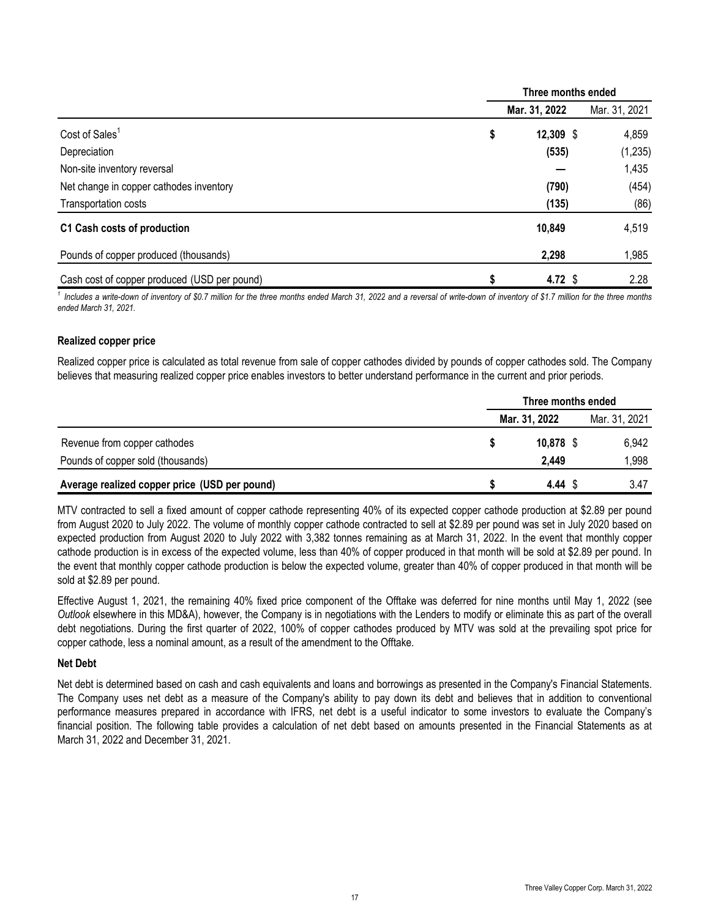| | Three months ended | |
|---|---|---|
| | **Mar. 31, 2022** | Mar. 31, 2021 |
| Cost of Sales[1] | **$ 12,309** | $ 4,859 |
| Depreciation | **(535)** | (1,235) |
| Non-site inventory reversal | **—** | 1,435 |
| Net change in copper cathodes inventory | **(790)** | (454) |
| Transportation costs | **(135)** | (86) |
| **C1 Cash costs of production** | **10,849** | 4,519 |
| Pounds of copper produced (thousands) | **2,298** | 1,985 |
| Cash cost of copper produced (USD per pound) | **$ 4.72** | $ 2.28 |

[1] *Includes a write-down of inventory of $0.7 million for the three months ended March 31, 2022 and a reversal of write-down of inventory of $1.7 million for the three months ended March 31, 2021.*

**Realized copper price**

Realized copper price is calculated as total revenue from sale of copper cathodes divided by pounds of copper cathodes sold. The Company believes that measuring realized copper price enables investors to better understand performance in the current and prior periods.

| | Three months ended | |
|---|---|---|
| | **Mar. 31, 2022** | Mar. 31, 2021 |
| Revenue from copper cathodes | **$ 10,878** | $ 6,942 |
| Pounds of copper sold (thousands) | **2,449** | 1,998 |
| **Average realized copper price (USD per pound)** | **$ 4.44** | $ 3.47 |

MTV contracted to sell a fixed amount of copper cathode representing 40% of its expected copper cathode production at $2.89 per pound from August 2020 to July 2022. The volume of monthly copper cathode contracted to sell at $2.89 per pound was set in July 2020 based on expected production from August 2020 to July 2022 with 3,382 tonnes remaining as at March 31, 2022. In the event that monthly copper cathode production is in excess of the expected volume, less than 40% of copper produced in that month will be sold at $2.89 per pound. In the event that monthly copper cathode production is below the expected volume, greater than 40% of copper produced in that month will be sold at $2.89 per pound.

Effective August 1, 2021, the remaining 40% fixed price component of the Offtake was deferred for nine months until May 1, 2022 (see *Outlook* elsewhere in this MD&A), however, the Company is in negotiations with the Lenders to modify or eliminate this as part of the overall debt negotiations. During the first quarter of 2022, 100% of copper cathodes produced by MTV was sold at the prevailing spot price for copper cathode, less a nominal amount, as a result of the amendment to the Offtake.

**Net Debt**

Net debt is determined based on cash and cash equivalents and loans and borrowings as presented in the Company's Financial Statements. The Company uses net debt as a measure of the Company's ability to pay down its debt and believes that in addition to conventional performance measures prepared in accordance with IFRS, net debt is a useful indicator to some investors to evaluate the Company's financial position. The following table provides a calculation of net debt based on amounts presented in the Financial Statements as at March 31, 2022 and December 31, 2021.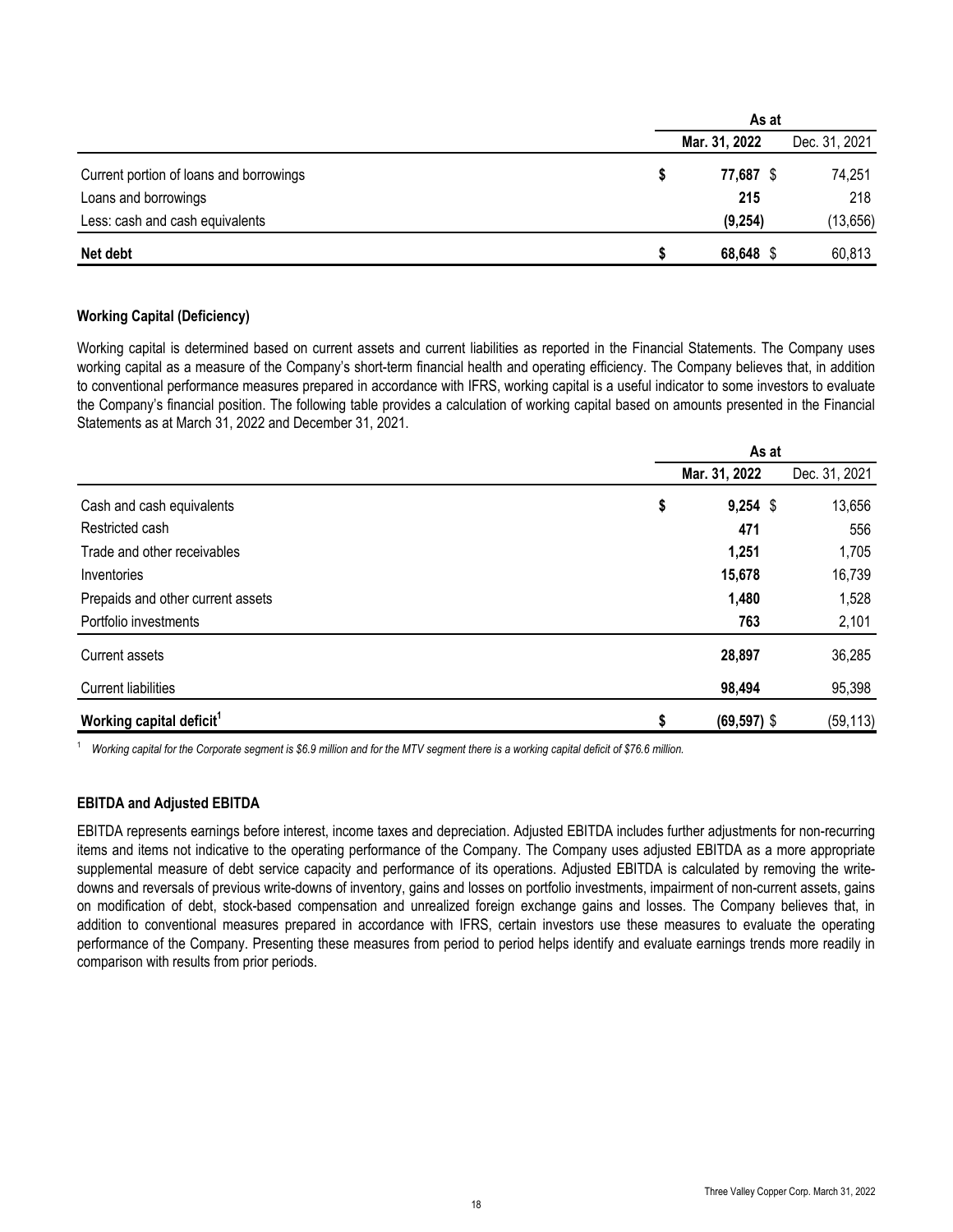| | As at | |
|---|---|---|
| | **Mar. 31, 2022** | Dec. 31, 2021 |
| Current portion of loans and borrowings | **$ 77,687** | $ 74,251 |
| Loans and borrowings | **215** | 218 |
| Less: cash and cash equivalents | **(9,254)** | (13,656) |
| **Net debt** | **$ 68,648** | $ 60,813 |

### Working Capital (Deficiency)

Working capital is determined based on current assets and current liabilities as reported in the Financial Statements. The Company uses working capital as a measure of the Company's short-term financial health and operating efficiency. The Company believes that, in addition to conventional performance measures prepared in accordance with IFRS, working capital is a useful indicator to some investors to evaluate the Company's financial position. The following table provides a calculation of working capital based on amounts presented in the Financial Statements as at March 31, 2022 and December 31, 2021.

| | As at | |
|---|---|---|
| | **Mar. 31, 2022** | Dec. 31, 2021 |
| Cash and cash equivalents | **$ 9,254** | $ 13,656 |
| Restricted cash | **471** | 556 |
| Trade and other receivables | **1,251** | 1,705 |
| Inventories | **15,678** | 16,739 |
| Prepaids and other current assets | **1,480** | 1,528 |
| Portfolio investments | **763** | 2,101 |
| Current assets | **28,897** | 36,285 |
| Current liabilities | **98,494** | 95,398 |
| **Working capital deficit[1]** | **$ (69,597)** | $ (59,113) |

[1] *Working capital for the Corporate segment is $6.9 million and for the MTV segment there is a working capital deficit of $76.6 million.*

### EBITDA and Adjusted EBITDA

EBITDA represents earnings before interest, income taxes and depreciation. Adjusted EBITDA includes further adjustments for non-recurring items and items not indicative to the operating performance of the Company. The Company uses adjusted EBITDA as a more appropriate supplemental measure of debt service capacity and performance of its operations. Adjusted EBITDA is calculated by removing the write-downs and reversals of previous write-downs of inventory, gains and losses on portfolio investments, impairment of non-current assets, gains on modification of debt, stock-based compensation and unrealized foreign exchange gains and losses. The Company believes that, in addition to conventional measures prepared in accordance with IFRS, certain investors use these measures to evaluate the operating performance of the Company. Presenting these measures from period to period helps identify and evaluate earnings trends more readily in comparison with results from prior periods.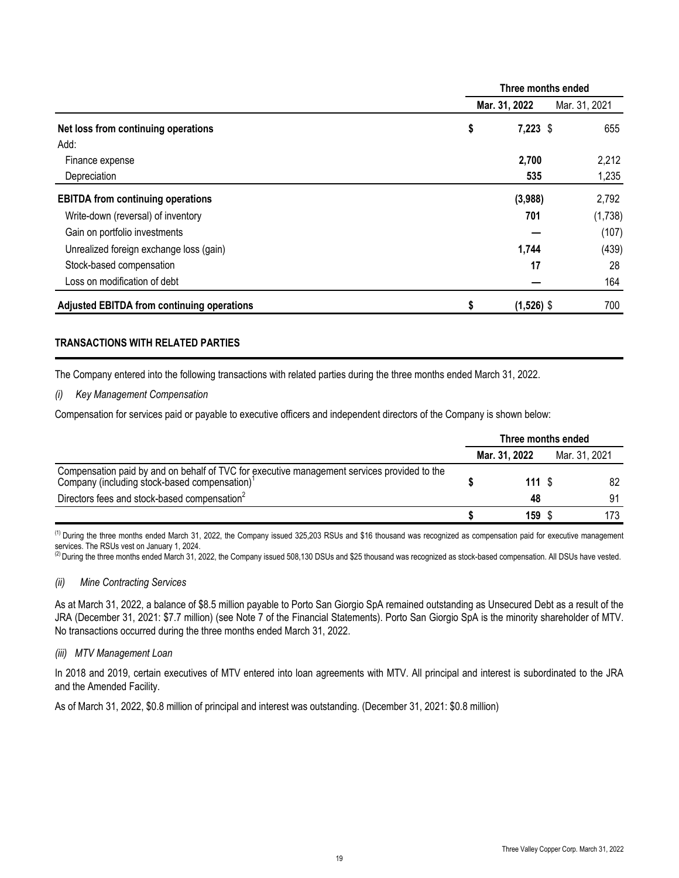| | Three months ended | |
|---|---|---|
| | Mar. 31, 2022 | Mar. 31, 2021 |
| **Net loss from continuing operations** | **$ 7,223** | $ 655 |
| Add: | | |
| Finance expense | **2,700** | 2,212 |
| Depreciation | **535** | 1,235 |
| **EBITDA from continuing operations** | **(3,988)** | 2,792 |
| Write-down (reversal) of inventory | **701** | (1,738) |
| Gain on portfolio investments | **—** | (107) |
| Unrealized foreign exchange loss (gain) | **1,744** | (439) |
| Stock-based compensation | **17** | 28 |
| Loss on modification of debt | **—** | 164 |
| **Adjusted EBITDA from continuing operations** | **$ (1,526)** | $ 700 |

## TRANSACTIONS WITH RELATED PARTIES

The Company entered into the following transactions with related parties during the three months ended March 31, 2022.

*(i) Key Management Compensation*

Compensation for services paid or payable to executive officers and independent directors of the Company is shown below:

| | Three months ended | |
|---|---|---|
| | Mar. 31, 2022 | Mar. 31, 2021 |
| Compensation paid by and on behalf of TVC for executive management services provided to the Company (including stock-based compensation)[1] | **$ 111** | $ 82 |
| Directors fees and stock-based compensation[2] | **48** | 91 |
| | **$ 159** | $ 173 |

(1) During the three months ended March 31, 2022, the Company issued 325,203 RSUs and $16 thousand was recognized as compensation paid for executive management services. The RSUs vest on January 1, 2024.

(2) During the three months ended March 31, 2022, the Company issued 508,130 DSUs and $25 thousand was recognized as stock-based compensation. All DSUs have vested.

*(ii) Mine Contracting Services*

As at March 31, 2022, a balance of $8.5 million payable to Porto San Giorgio SpA remained outstanding as Unsecured Debt as a result of the JRA (December 31, 2021: $7.7 million) (see Note 7 of the Financial Statements). Porto San Giorgio SpA is the minority shareholder of MTV. No transactions occurred during the three months ended March 31, 2022.

*(iii) MTV Management Loan*

In 2018 and 2019, certain executives of MTV entered into loan agreements with MTV. All principal and interest is subordinated to the JRA and the Amended Facility.

As of March 31, 2022, $0.8 million of principal and interest was outstanding. (December 31, 2021: $0.8 million)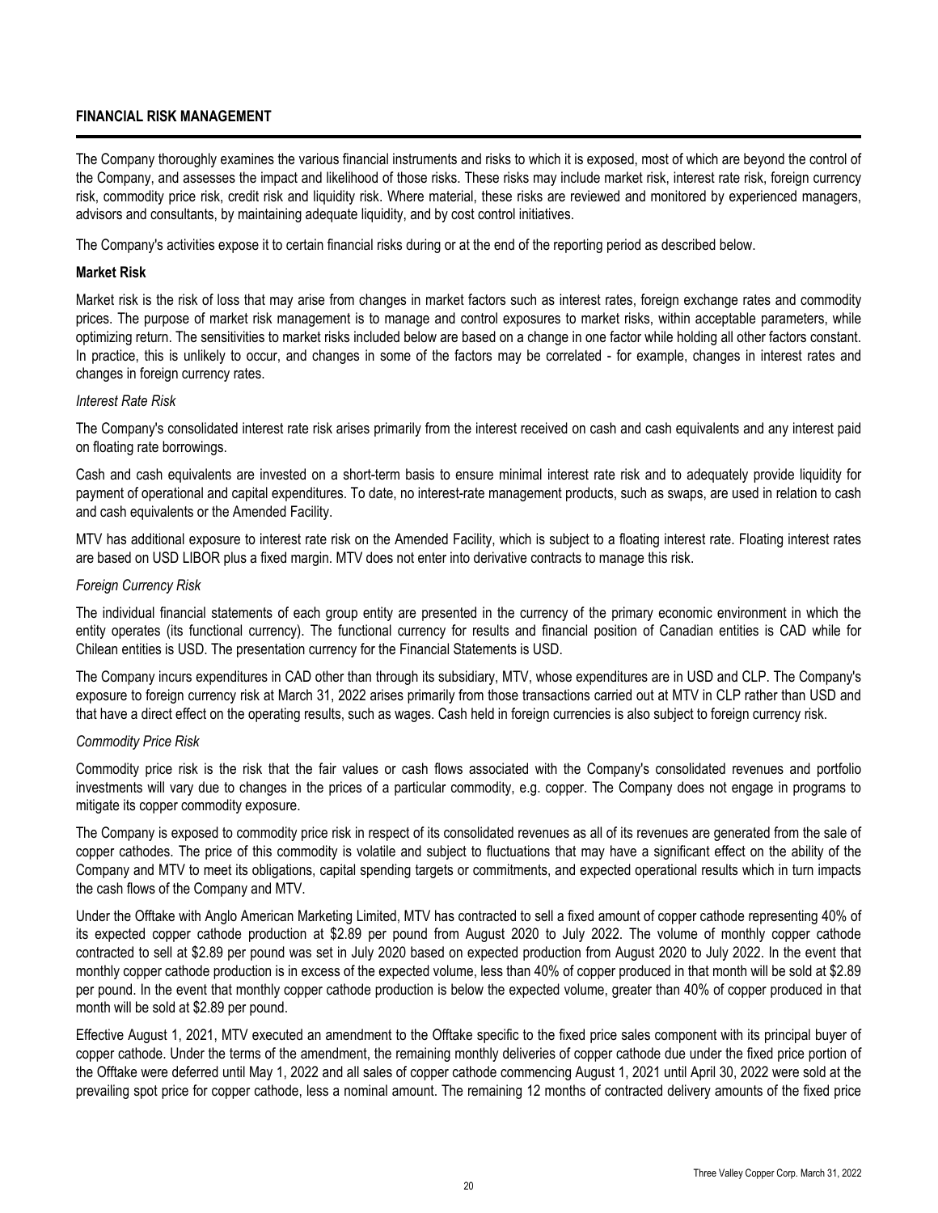## FINANCIAL RISK MANAGEMENT

The Company thoroughly examines the various financial instruments and risks to which it is exposed, most of which are beyond the control of the Company, and assesses the impact and likelihood of those risks. These risks may include market risk, interest rate risk, foreign currency risk, commodity price risk, credit risk and liquidity risk. Where material, these risks are reviewed and monitored by experienced managers, advisors and consultants, by maintaining adequate liquidity, and by cost control initiatives.

The Company's activities expose it to certain financial risks during or at the end of the reporting period as described below.

### Market Risk

Market risk is the risk of loss that may arise from changes in market factors such as interest rates, foreign exchange rates and commodity prices. The purpose of market risk management is to manage and control exposures to market risks, within acceptable parameters, while optimizing return. The sensitivities to market risks included below are based on a change in one factor while holding all other factors constant. In practice, this is unlikely to occur, and changes in some of the factors may be correlated - for example, changes in interest rates and changes in foreign currency rates.

*Interest Rate Risk*

The Company's consolidated interest rate risk arises primarily from the interest received on cash and cash equivalents and any interest paid on floating rate borrowings.

Cash and cash equivalents are invested on a short-term basis to ensure minimal interest rate risk and to adequately provide liquidity for payment of operational and capital expenditures. To date, no interest-rate management products, such as swaps, are used in relation to cash and cash equivalents or the Amended Facility.

MTV has additional exposure to interest rate risk on the Amended Facility, which is subject to a floating interest rate. Floating interest rates are based on USD LIBOR plus a fixed margin. MTV does not enter into derivative contracts to manage this risk.

*Foreign Currency Risk*

The individual financial statements of each group entity are presented in the currency of the primary economic environment in which the entity operates (its functional currency). The functional currency for results and financial position of Canadian entities is CAD while for Chilean entities is USD. The presentation currency for the Financial Statements is USD.

The Company incurs expenditures in CAD other than through its subsidiary, MTV, whose expenditures are in USD and CLP. The Company's exposure to foreign currency risk at March 31, 2022 arises primarily from those transactions carried out at MTV in CLP rather than USD and that have a direct effect on the operating results, such as wages. Cash held in foreign currencies is also subject to foreign currency risk.

*Commodity Price Risk*

Commodity price risk is the risk that the fair values or cash flows associated with the Company's consolidated revenues and portfolio investments will vary due to changes in the prices of a particular commodity, e.g. copper. The Company does not engage in programs to mitigate its copper commodity exposure.

The Company is exposed to commodity price risk in respect of its consolidated revenues as all of its revenues are generated from the sale of copper cathodes. The price of this commodity is volatile and subject to fluctuations that may have a significant effect on the ability of the Company and MTV to meet its obligations, capital spending targets or commitments, and expected operational results which in turn impacts the cash flows of the Company and MTV.

Under the Offtake with Anglo American Marketing Limited, MTV has contracted to sell a fixed amount of copper cathode representing 40% of its expected copper cathode production at $2.89 per pound from August 2020 to July 2022. The volume of monthly copper cathode contracted to sell at $2.89 per pound was set in July 2020 based on expected production from August 2020 to July 2022. In the event that monthly copper cathode production is in excess of the expected volume, less than 40% of copper produced in that month will be sold at $2.89 per pound. In the event that monthly copper cathode production is below the expected volume, greater than 40% of copper produced in that month will be sold at $2.89 per pound.

Effective August 1, 2021, MTV executed an amendment to the Offtake specific to the fixed price sales component with its principal buyer of copper cathode. Under the terms of the amendment, the remaining monthly deliveries of copper cathode due under the fixed price portion of the Offtake were deferred until May 1, 2022 and all sales of copper cathode commencing August 1, 2021 until April 30, 2022 were sold at the prevailing spot price for copper cathode, less a nominal amount. The remaining 12 months of contracted delivery amounts of the fixed price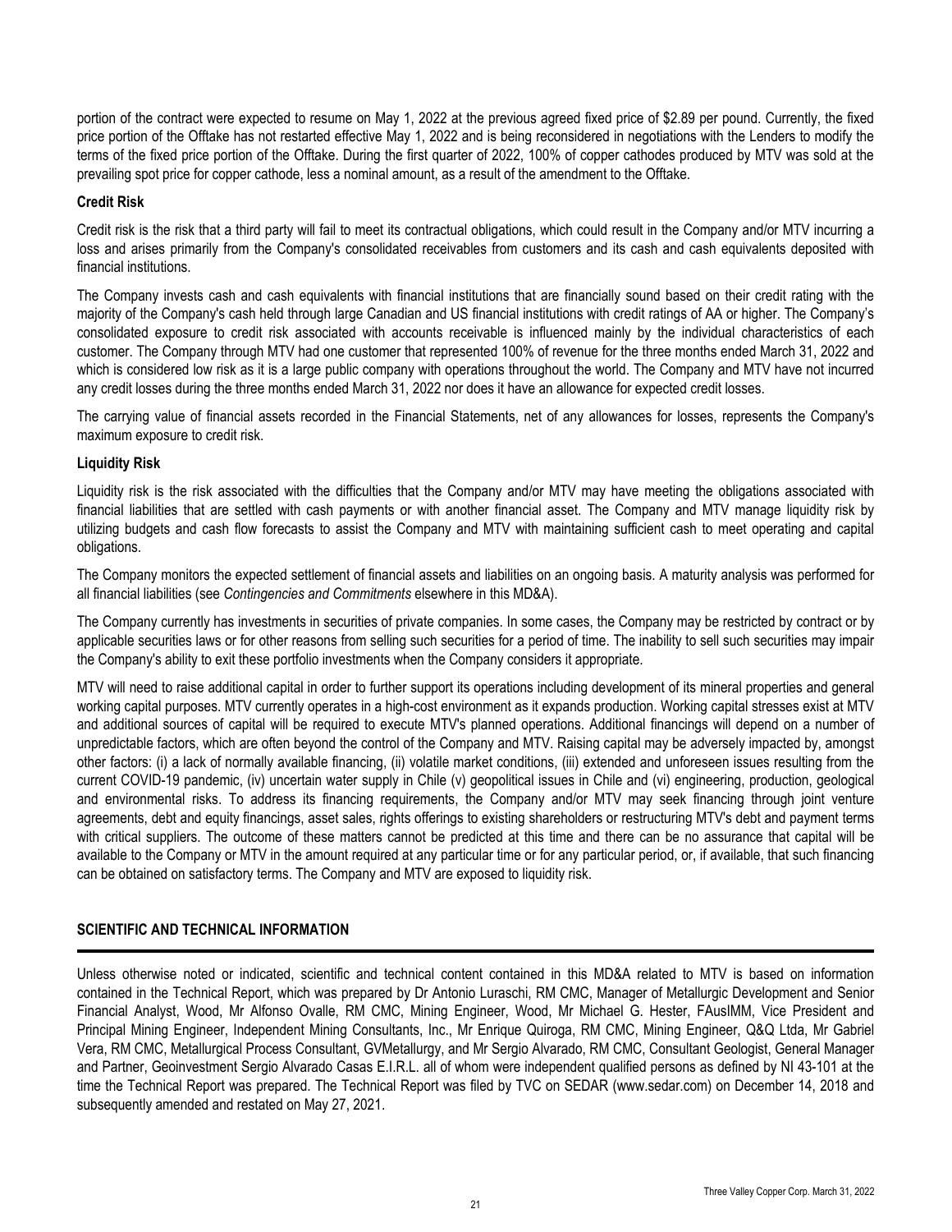portion of the contract were expected to resume on May 1, 2022 at the previous agreed fixed price of $2.89 per pound. Currently, the fixed price portion of the Offtake has not restarted effective May 1, 2022 and is being reconsidered in negotiations with the Lenders to modify the terms of the fixed price portion of the Offtake. During the first quarter of 2022, 100% of copper cathodes produced by MTV was sold at the prevailing spot price for copper cathode, less a nominal amount, as a result of the amendment to the Offtake.

### Credit Risk

Credit risk is the risk that a third party will fail to meet its contractual obligations, which could result in the Company and/or MTV incurring a loss and arises primarily from the Company's consolidated receivables from customers and its cash and cash equivalents deposited with financial institutions.

The Company invests cash and cash equivalents with financial institutions that are financially sound based on their credit rating with the majority of the Company's cash held through large Canadian and US financial institutions with credit ratings of AA or higher. The Company's consolidated exposure to credit risk associated with accounts receivable is influenced mainly by the individual characteristics of each customer. The Company through MTV had one customer that represented 100% of revenue for the three months ended March 31, 2022 and which is considered low risk as it is a large public company with operations throughout the world. The Company and MTV have not incurred any credit losses during the three months ended March 31, 2022 nor does it have an allowance for expected credit losses.

The carrying value of financial assets recorded in the Financial Statements, net of any allowances for losses, represents the Company's maximum exposure to credit risk.

### Liquidity Risk

Liquidity risk is the risk associated with the difficulties that the Company and/or MTV may have meeting the obligations associated with financial liabilities that are settled with cash payments or with another financial asset. The Company and MTV manage liquidity risk by utilizing budgets and cash flow forecasts to assist the Company and MTV with maintaining sufficient cash to meet operating and capital obligations.

The Company monitors the expected settlement of financial assets and liabilities on an ongoing basis. A maturity analysis was performed for all financial liabilities (see *Contingencies and Commitments* elsewhere in this MD&A).

The Company currently has investments in securities of private companies. In some cases, the Company may be restricted by contract or by applicable securities laws or for other reasons from selling such securities for a period of time. The inability to sell such securities may impair the Company's ability to exit these portfolio investments when the Company considers it appropriate.

MTV will need to raise additional capital in order to further support its operations including development of its mineral properties and general working capital purposes. MTV currently operates in a high-cost environment as it expands production. Working capital stresses exist at MTV and additional sources of capital will be required to execute MTV's planned operations. Additional financings will depend on a number of unpredictable factors, which are often beyond the control of the Company and MTV. Raising capital may be adversely impacted by, amongst other factors: (i) a lack of normally available financing, (ii) volatile market conditions, (iii) extended and unforeseen issues resulting from the current COVID-19 pandemic, (iv) uncertain water supply in Chile (v) geopolitical issues in Chile and (vi) engineering, production, geological and environmental risks. To address its financing requirements, the Company and/or MTV may seek financing through joint venture agreements, debt and equity financings, asset sales, rights offerings to existing shareholders or restructuring MTV's debt and payment terms with critical suppliers. The outcome of these matters cannot be predicted at this time and there can be no assurance that capital will be available to the Company or MTV in the amount required at any particular time or for any particular period, or, if available, that such financing can be obtained on satisfactory terms. The Company and MTV are exposed to liquidity risk.

## SCIENTIFIC AND TECHNICAL INFORMATION

Unless otherwise noted or indicated, scientific and technical content contained in this MD&A related to MTV is based on information contained in the Technical Report, which was prepared by Dr Antonio Luraschi, RM CMC, Manager of Metallurgic Development and Senior Financial Analyst, Wood, Mr Alfonso Ovalle, RM CMC, Mining Engineer, Wood, Mr Michael G. Hester, FAusIMM, Vice President and Principal Mining Engineer, Independent Mining Consultants, Inc., Mr Enrique Quiroga, RM CMC, Mining Engineer, Q&Q Ltda, Mr Gabriel Vera, RM CMC, Metallurgical Process Consultant, GVMetallurgy, and Mr Sergio Alvarado, RM CMC, Consultant Geologist, General Manager and Partner, Geoinvestment Sergio Alvarado Casas E.I.R.L. all of whom were independent qualified persons as defined by NI 43-101 at the time the Technical Report was prepared. The Technical Report was filed by TVC on SEDAR (www.sedar.com) on December 14, 2018 and subsequently amended and restated on May 27, 2021.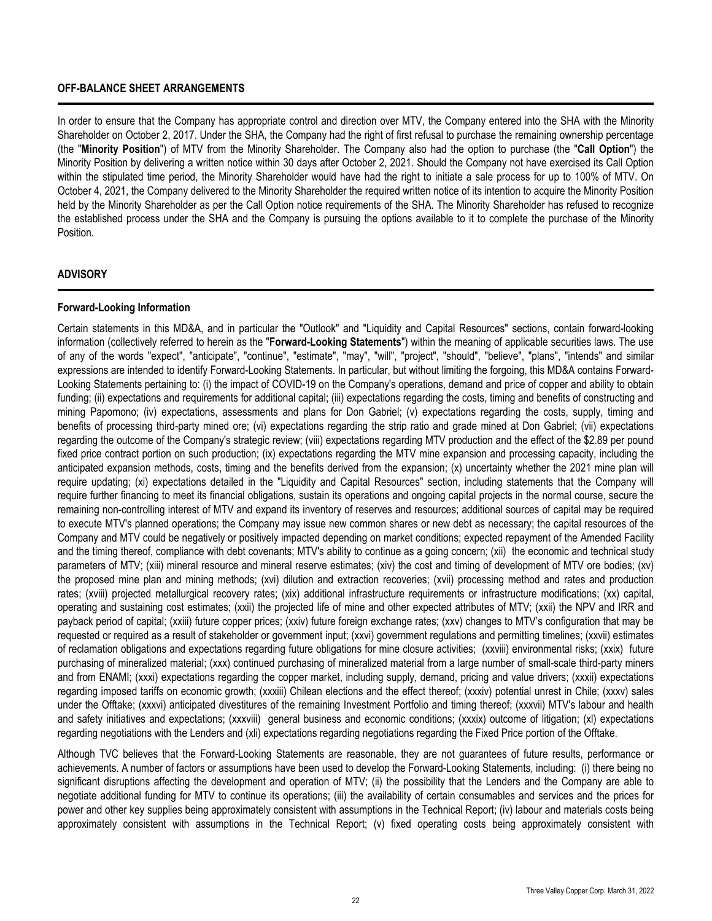## OFF-BALANCE SHEET ARRANGEMENTS

In order to ensure that the Company has appropriate control and direction over MTV, the Company entered into the SHA with the Minority Shareholder on October 2, 2017. Under the SHA, the Company had the right of first refusal to purchase the remaining ownership percentage (the "**Minority Position**") of MTV from the Minority Shareholder. The Company also had the option to purchase (the "**Call Option**") the Minority Position by delivering a written notice within 30 days after October 2, 2021. Should the Company not have exercised its Call Option within the stipulated time period, the Minority Shareholder would have had the right to initiate a sale process for up to 100% of MTV. On October 4, 2021, the Company delivered to the Minority Shareholder the required written notice of its intention to acquire the Minority Position held by the Minority Shareholder as per the Call Option notice requirements of the SHA. The Minority Shareholder has refused to recognize the established process under the SHA and the Company is pursuing the options available to it to complete the purchase of the Minority Position.

## ADVISORY

### Forward-Looking Information

Certain statements in this MD&A, and in particular the "Outlook" and "Liquidity and Capital Resources" sections, contain forward-looking information (collectively referred to herein as the "**Forward-Looking Statements**") within the meaning of applicable securities laws. The use of any of the words "expect", "anticipate", "continue", "estimate", "may", "will", "project", "should", "believe", "plans", "intends" and similar expressions are intended to identify Forward-Looking Statements. In particular, but without limiting the forgoing, this MD&A contains Forward-Looking Statements pertaining to: (i) the impact of COVID-19 on the Company's operations, demand and price of copper and ability to obtain funding; (ii) expectations and requirements for additional capital; (iii) expectations regarding the costs, timing and benefits of constructing and mining Papomono; (iv) expectations, assessments and plans for Don Gabriel; (v) expectations regarding the costs, supply, timing and benefits of processing third-party mined ore; (vi) expectations regarding the strip ratio and grade mined at Don Gabriel; (vii) expectations regarding the outcome of the Company's strategic review; (viii) expectations regarding MTV production and the effect of the $2.89 per pound fixed price contract portion on such production; (ix) expectations regarding the MTV mine expansion and processing capacity, including the anticipated expansion methods, costs, timing and the benefits derived from the expansion; (x) uncertainty whether the 2021 mine plan will require updating; (xi) expectations detailed in the "Liquidity and Capital Resources" section, including statements that the Company will require further financing to meet its financial obligations, sustain its operations and ongoing capital projects in the normal course, secure the remaining non-controlling interest of MTV and expand its inventory of reserves and resources; additional sources of capital may be required to execute MTV's planned operations; the Company may issue new common shares or new debt as necessary; the capital resources of the Company and MTV could be negatively or positively impacted depending on market conditions; expected repayment of the Amended Facility and the timing thereof, compliance with debt covenants; MTV's ability to continue as a going concern; (xii) the economic and technical study parameters of MTV; (xiii) mineral resource and mineral reserve estimates; (xiv) the cost and timing of development of MTV ore bodies; (xv) the proposed mine plan and mining methods; (xvi) dilution and extraction recoveries; (xvii) processing method and rates and production rates; (xviii) projected metallurgical recovery rates; (xix) additional infrastructure requirements or infrastructure modifications; (xx) capital, operating and sustaining cost estimates; (xxii) the projected life of mine and other expected attributes of MTV; (xxii) the NPV and IRR and payback period of capital; (xxiii) future copper prices; (xxiv) future foreign exchange rates; (xxv) changes to MTV's configuration that may be requested or required as a result of stakeholder or government input; (xxvi) government regulations and permitting timelines; (xxvii) estimates of reclamation obligations and expectations regarding future obligations for mine closure activities; (xxviii) environmental risks; (xxix) future purchasing of mineralized material; (xxx) continued purchasing of mineralized material from a large number of small-scale third-party miners and from ENAMI; (xxxi) expectations regarding the copper market, including supply, demand, pricing and value drivers; (xxxii) expectations regarding imposed tariffs on economic growth; (xxxiii) Chilean elections and the effect thereof; (xxxiv) potential unrest in Chile; (xxxv) sales under the Offtake; (xxxvi) anticipated divestitures of the remaining Investment Portfolio and timing thereof; (xxxvii) MTV's labour and health and safety initiatives and expectations; (xxxviii) general business and economic conditions; (xxxix) outcome of litigation; (xl) expectations regarding negotiations with the Lenders and (xli) expectations regarding negotiations regarding the Fixed Price portion of the Offtake.

Although TVC believes that the Forward-Looking Statements are reasonable, they are not guarantees of future results, performance or achievements. A number of factors or assumptions have been used to develop the Forward-Looking Statements, including: (i) there being no significant disruptions affecting the development and operation of MTV; (ii) the possibility that the Lenders and the Company are able to negotiate additional funding for MTV to continue its operations; (iii) the availability of certain consumables and services and the prices for power and other key supplies being approximately consistent with assumptions in the Technical Report; (iv) labour and materials costs being approximately consistent with assumptions in the Technical Report; (v) fixed operating costs being approximately consistent with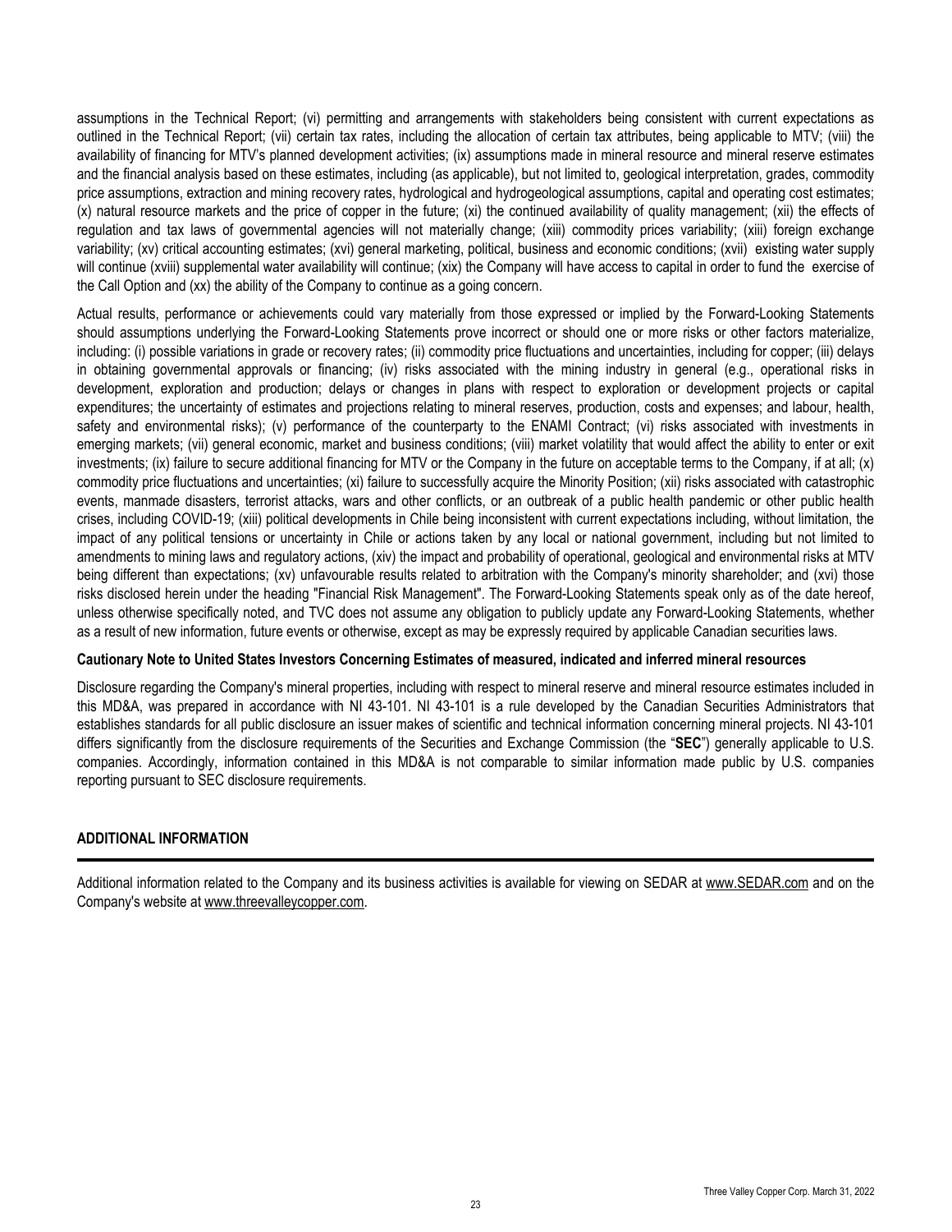assumptions in the Technical Report; (vi) permitting and arrangements with stakeholders being consistent with current expectations as outlined in the Technical Report; (vii) certain tax rates, including the allocation of certain tax attributes, being applicable to MTV; (viii) the availability of financing for MTV's planned development activities; (ix) assumptions made in mineral resource and mineral reserve estimates and the financial analysis based on these estimates, including (as applicable), but not limited to, geological interpretation, grades, commodity price assumptions, extraction and mining recovery rates, hydrological and hydrogeological assumptions, capital and operating cost estimates; (x) natural resource markets and the price of copper in the future; (xi) the continued availability of quality management; (xii) the effects of regulation and tax laws of governmental agencies will not materially change; (xiii) commodity prices variability; (xiii) foreign exchange variability; (xv) critical accounting estimates; (xvi) general marketing, political, business and economic conditions; (xvii) existing water supply will continue (xviii) supplemental water availability will continue; (xix) the Company will have access to capital in order to fund the exercise of the Call Option and (xx) the ability of the Company to continue as a going concern.

Actual results, performance or achievements could vary materially from those expressed or implied by the Forward-Looking Statements should assumptions underlying the Forward-Looking Statements prove incorrect or should one or more risks or other factors materialize, including: (i) possible variations in grade or recovery rates; (ii) commodity price fluctuations and uncertainties, including for copper; (iii) delays in obtaining governmental approvals or financing; (iv) risks associated with the mining industry in general (e.g., operational risks in development, exploration and production; delays or changes in plans with respect to exploration or development projects or capital expenditures; the uncertainty of estimates and projections relating to mineral reserves, production, costs and expenses; and labour, health, safety and environmental risks); (v) performance of the counterparty to the ENAMI Contract; (vi) risks associated with investments in emerging markets; (vii) general economic, market and business conditions; (viii) market volatility that would affect the ability to enter or exit investments; (ix) failure to secure additional financing for MTV or the Company in the future on acceptable terms to the Company, if at all; (x) commodity price fluctuations and uncertainties; (xi) failure to successfully acquire the Minority Position; (xii) risks associated with catastrophic events, manmade disasters, terrorist attacks, wars and other conflicts, or an outbreak of a public health pandemic or other public health crises, including COVID-19; (xiii) political developments in Chile being inconsistent with current expectations including, without limitation, the impact of any political tensions or uncertainty in Chile or actions taken by any local or national government, including but not limited to amendments to mining laws and regulatory actions, (xiv) the impact and probability of operational, geological and environmental risks at MTV being different than expectations; (xv) unfavourable results related to arbitration with the Company's minority shareholder; and (xvi) those risks disclosed herein under the heading "Financial Risk Management". The Forward-Looking Statements speak only as of the date hereof, unless otherwise specifically noted, and TVC does not assume any obligation to publicly update any Forward-Looking Statements, whether as a result of new information, future events or otherwise, except as may be expressly required by applicable Canadian securities laws.

**Cautionary Note to United States Investors Concerning Estimates of measured, indicated and inferred mineral resources**

Disclosure regarding the Company's mineral properties, including with respect to mineral reserve and mineral resource estimates included in this MD&A, was prepared in accordance with NI 43-101. NI 43-101 is a rule developed by the Canadian Securities Administrators that establishes standards for all public disclosure an issuer makes of scientific and technical information concerning mineral projects. NI 43-101 differs significantly from the disclosure requirements of the Securities and Exchange Commission (the "**SEC**") generally applicable to U.S. companies. Accordingly, information contained in this MD&A is not comparable to similar information made public by U.S. companies reporting pursuant to SEC disclosure requirements.

## ADDITIONAL INFORMATION

Additional information related to the Company and its business activities is available for viewing on SEDAR at www.SEDAR.com and on the Company's website at www.threevalleycopper.com.